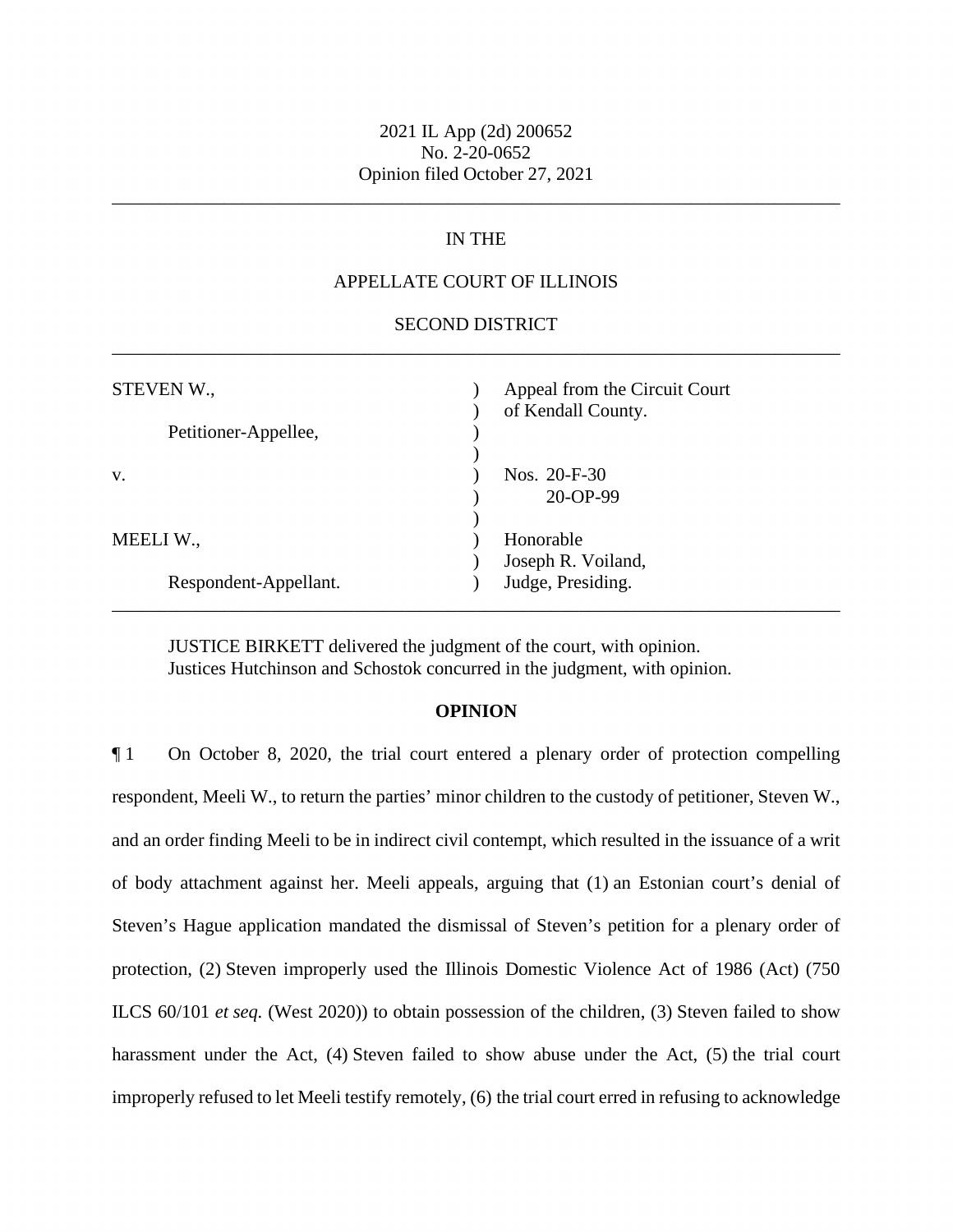2021 IL App (2d) 200652
No. 2-20-0652
Opinion filed October 27, 2021

---

IN THE

APPELLATE COURT OF ILLINOIS

SECOND DISTRICT

---

| | | |
|---|---|---|
| STEVEN W., | ) | Appeal from the Circuit Court |
| | ) | of Kendall County. |
| Petitioner-Appellee, | ) | |
| | ) | |
| v. | ) | Nos. 20-F-30 |
| | ) | 20-OP-99 |
| | ) | |
| MEELI W., | ) | Honorable |
| | ) | Joseph R. Voiland, |
| Respondent-Appellant. | ) | Judge, Presiding. |

---

JUSTICE BIRKETT delivered the judgment of the court, with opinion.
Justices Hutchinson and Schostok concurred in the judgment, with opinion.

**OPINION**

¶ 1 On October 8, 2020, the trial court entered a plenary order of protection compelling respondent, Meeli W., to return the parties' minor children to the custody of petitioner, Steven W., and an order finding Meeli to be in indirect civil contempt, which resulted in the issuance of a writ of body attachment against her. Meeli appeals, arguing that (1) an Estonian court's denial of Steven's Hague application mandated the dismissal of Steven's petition for a plenary order of protection, (2) Steven improperly used the Illinois Domestic Violence Act of 1986 (Act) (750 ILCS 60/101 *et seq.* (West 2020)) to obtain possession of the children, (3) Steven failed to show harassment under the Act, (4) Steven failed to show abuse under the Act, (5) the trial court improperly refused to let Meeli testify remotely, (6) the trial court erred in refusing to acknowledge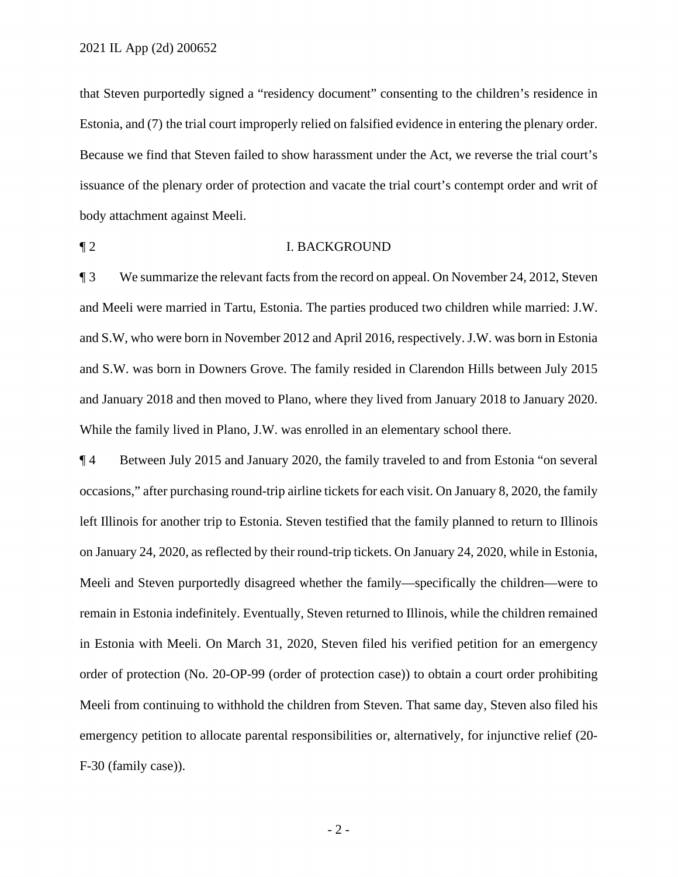that Steven purportedly signed a "residency document" consenting to the children's residence in Estonia, and (7) the trial court improperly relied on falsified evidence in entering the plenary order. Because we find that Steven failed to show harassment under the Act, we reverse the trial court's issuance of the plenary order of protection and vacate the trial court's contempt order and writ of body attachment against Meeli.

¶ 2 I. BACKGROUND

¶ 3 We summarize the relevant facts from the record on appeal. On November 24, 2012, Steven and Meeli were married in Tartu, Estonia. The parties produced two children while married: J.W. and S.W, who were born in November 2012 and April 2016, respectively. J.W. was born in Estonia and S.W. was born in Downers Grove. The family resided in Clarendon Hills between July 2015 and January 2018 and then moved to Plano, where they lived from January 2018 to January 2020. While the family lived in Plano, J.W. was enrolled in an elementary school there.

¶ 4 Between July 2015 and January 2020, the family traveled to and from Estonia "on several occasions," after purchasing round-trip airline tickets for each visit. On January 8, 2020, the family left Illinois for another trip to Estonia. Steven testified that the family planned to return to Illinois on January 24, 2020, as reflected by their round-trip tickets. On January 24, 2020, while in Estonia, Meeli and Steven purportedly disagreed whether the family—specifically the children—were to remain in Estonia indefinitely. Eventually, Steven returned to Illinois, while the children remained in Estonia with Meeli. On March 31, 2020, Steven filed his verified petition for an emergency order of protection (No. 20-OP-99 (order of protection case)) to obtain a court order prohibiting Meeli from continuing to withhold the children from Steven. That same day, Steven also filed his emergency petition to allocate parental responsibilities or, alternatively, for injunctive relief (20-F-30 (family case)).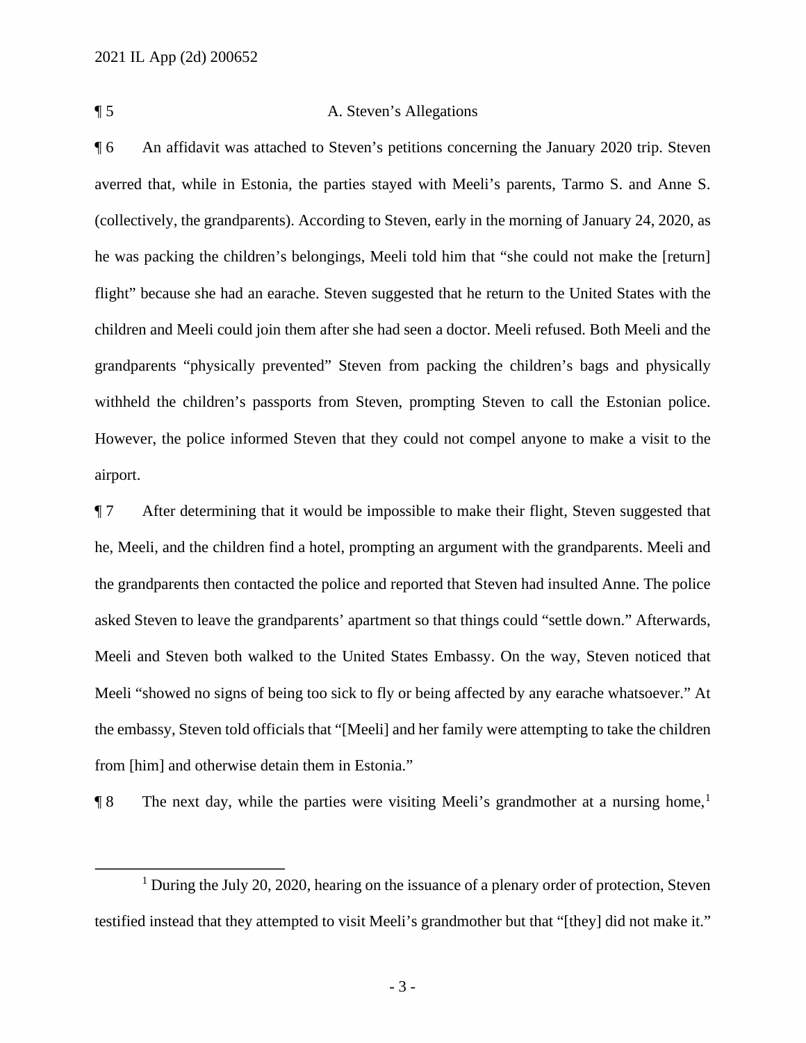¶ 5 A. Steven's Allegations

¶ 6 An affidavit was attached to Steven's petitions concerning the January 2020 trip. Steven averred that, while in Estonia, the parties stayed with Meeli's parents, Tarmo S. and Anne S. (collectively, the grandparents). According to Steven, early in the morning of January 24, 2020, as he was packing the children's belongings, Meeli told him that "she could not make the [return] flight" because she had an earache. Steven suggested that he return to the United States with the children and Meeli could join them after she had seen a doctor. Meeli refused. Both Meeli and the grandparents "physically prevented" Steven from packing the children's bags and physically withheld the children's passports from Steven, prompting Steven to call the Estonian police. However, the police informed Steven that they could not compel anyone to make a visit to the airport.

¶ 7 After determining that it would be impossible to make their flight, Steven suggested that he, Meeli, and the children find a hotel, prompting an argument with the grandparents. Meeli and the grandparents then contacted the police and reported that Steven had insulted Anne. The police asked Steven to leave the grandparents' apartment so that things could "settle down." Afterwards, Meeli and Steven both walked to the United States Embassy. On the way, Steven noticed that Meeli "showed no signs of being too sick to fly or being affected by any earache whatsoever." At the embassy, Steven told officials that "[Meeli] and her family were attempting to take the children from [him] and otherwise detain them in Estonia."

¶ 8 The next day, while the parties were visiting Meeli's grandmother at a nursing home,[1]

---

[1] During the July 20, 2020, hearing on the issuance of a plenary order of protection, Steven testified instead that they attempted to visit Meeli's grandmother but that "[they] did not make it."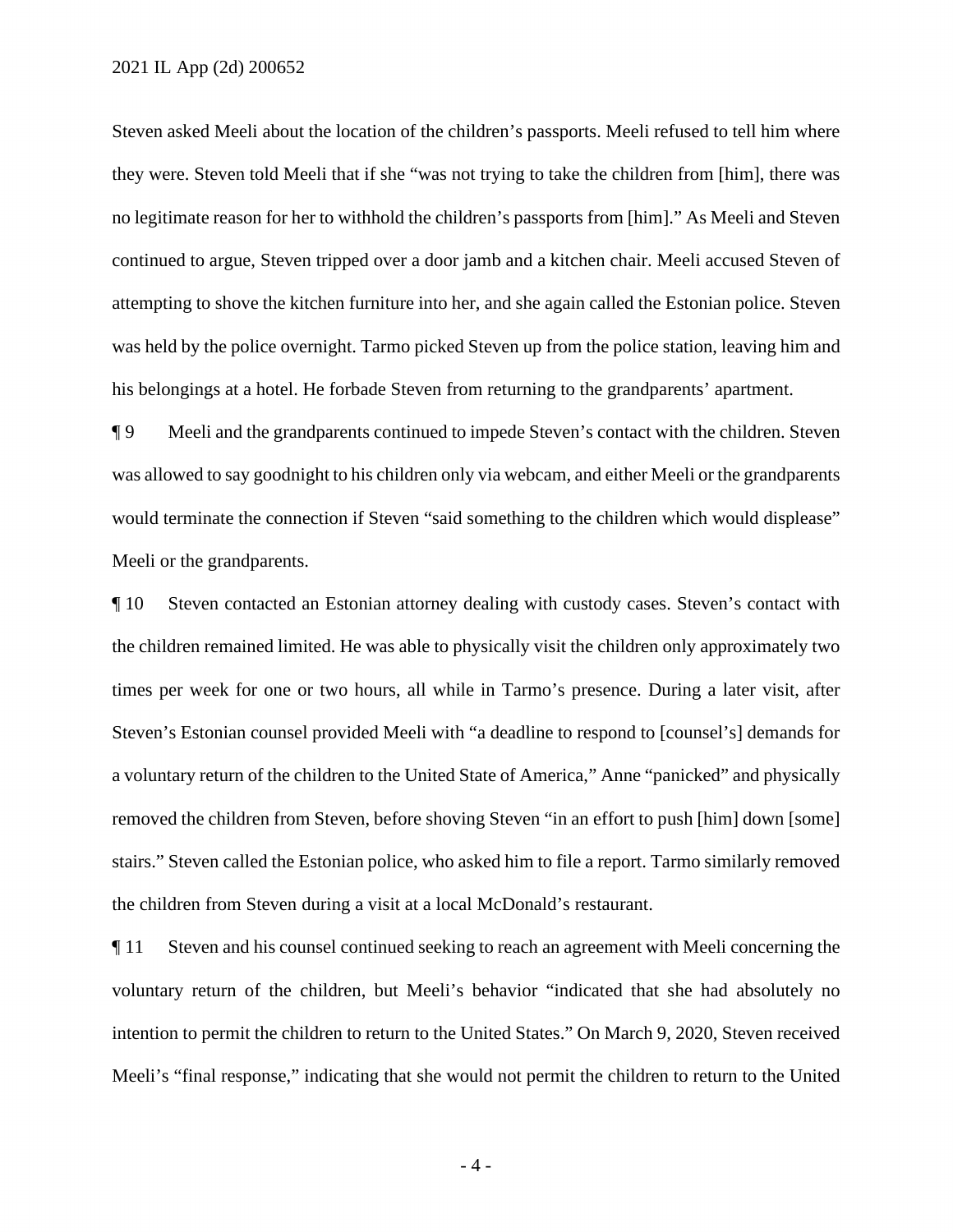Steven asked Meeli about the location of the children's passports. Meeli refused to tell him where they were. Steven told Meeli that if she "was not trying to take the children from [him], there was no legitimate reason for her to withhold the children's passports from [him]." As Meeli and Steven continued to argue, Steven tripped over a door jamb and a kitchen chair. Meeli accused Steven of attempting to shove the kitchen furniture into her, and she again called the Estonian police. Steven was held by the police overnight. Tarmo picked Steven up from the police station, leaving him and his belongings at a hotel. He forbade Steven from returning to the grandparents' apartment.

¶ 9 Meeli and the grandparents continued to impede Steven's contact with the children. Steven was allowed to say goodnight to his children only via webcam, and either Meeli or the grandparents would terminate the connection if Steven "said something to the children which would displease" Meeli or the grandparents.

¶ 10 Steven contacted an Estonian attorney dealing with custody cases. Steven's contact with the children remained limited. He was able to physically visit the children only approximately two times per week for one or two hours, all while in Tarmo's presence. During a later visit, after Steven's Estonian counsel provided Meeli with "a deadline to respond to [counsel's] demands for a voluntary return of the children to the United State of America," Anne "panicked" and physically removed the children from Steven, before shoving Steven "in an effort to push [him] down [some] stairs." Steven called the Estonian police, who asked him to file a report. Tarmo similarly removed the children from Steven during a visit at a local McDonald's restaurant.

¶ 11 Steven and his counsel continued seeking to reach an agreement with Meeli concerning the voluntary return of the children, but Meeli's behavior "indicated that she had absolutely no intention to permit the children to return to the United States." On March 9, 2020, Steven received Meeli's "final response," indicating that she would not permit the children to return to the United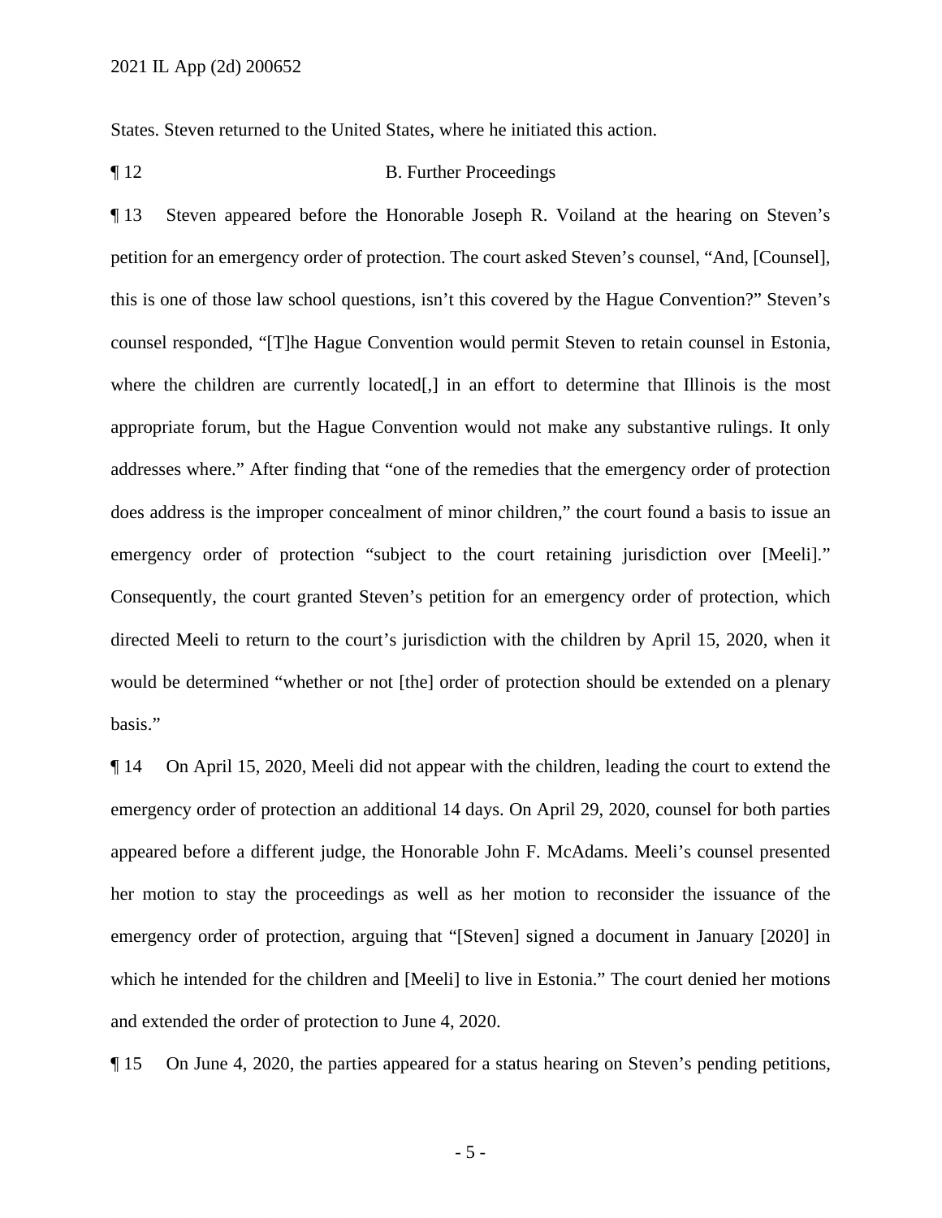States. Steven returned to the United States, where he initiated this action.

¶ 12 B. Further Proceedings

¶ 13 Steven appeared before the Honorable Joseph R. Voiland at the hearing on Steven's petition for an emergency order of protection. The court asked Steven's counsel, "And, [Counsel], this is one of those law school questions, isn't this covered by the Hague Convention?" Steven's counsel responded, "[T]he Hague Convention would permit Steven to retain counsel in Estonia, where the children are currently located[,] in an effort to determine that Illinois is the most appropriate forum, but the Hague Convention would not make any substantive rulings. It only addresses where." After finding that "one of the remedies that the emergency order of protection does address is the improper concealment of minor children," the court found a basis to issue an emergency order of protection "subject to the court retaining jurisdiction over [Meeli]." Consequently, the court granted Steven's petition for an emergency order of protection, which directed Meeli to return to the court's jurisdiction with the children by April 15, 2020, when it would be determined "whether or not [the] order of protection should be extended on a plenary basis."

¶ 14 On April 15, 2020, Meeli did not appear with the children, leading the court to extend the emergency order of protection an additional 14 days. On April 29, 2020, counsel for both parties appeared before a different judge, the Honorable John F. McAdams. Meeli's counsel presented her motion to stay the proceedings as well as her motion to reconsider the issuance of the emergency order of protection, arguing that "[Steven] signed a document in January [2020] in which he intended for the children and [Meeli] to live in Estonia." The court denied her motions and extended the order of protection to June 4, 2020.

¶ 15 On June 4, 2020, the parties appeared for a status hearing on Steven's pending petitions,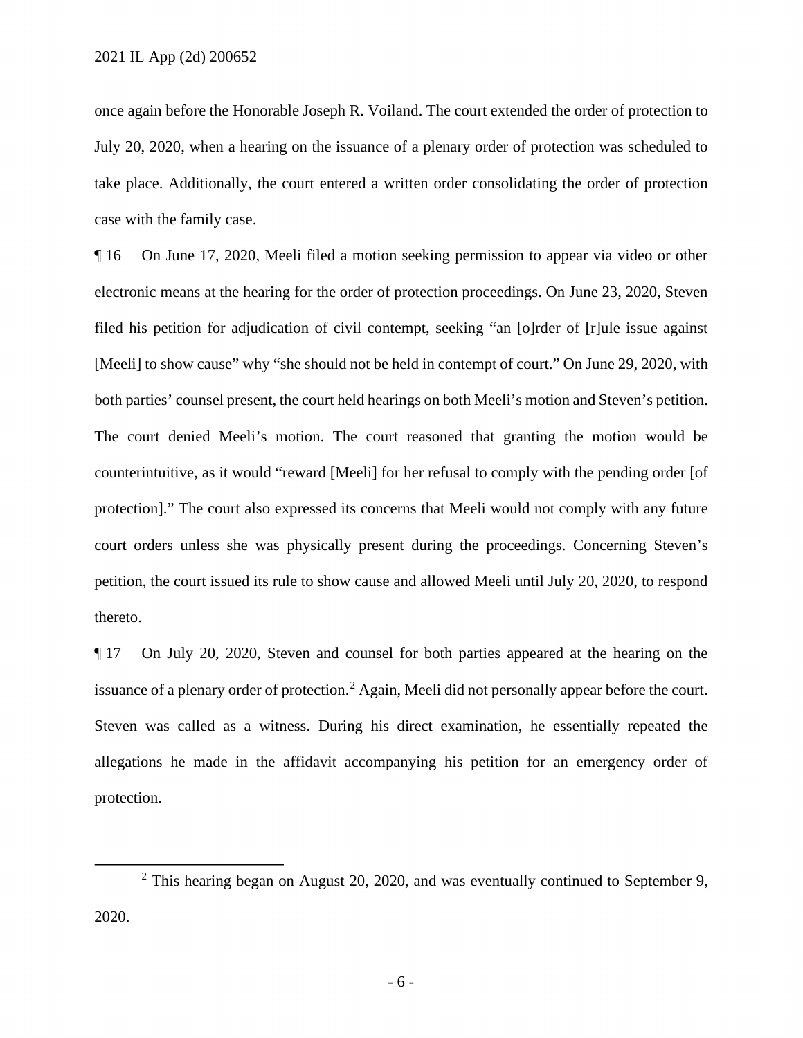once again before the Honorable Joseph R. Voiland. The court extended the order of protection to July 20, 2020, when a hearing on the issuance of a plenary order of protection was scheduled to take place. Additionally, the court entered a written order consolidating the order of protection case with the family case.

¶ 16 On June 17, 2020, Meeli filed a motion seeking permission to appear via video or other electronic means at the hearing for the order of protection proceedings. On June 23, 2020, Steven filed his petition for adjudication of civil contempt, seeking "an [o]rder of [r]ule issue against [Meeli] to show cause" why "she should not be held in contempt of court." On June 29, 2020, with both parties' counsel present, the court held hearings on both Meeli's motion and Steven's petition. The court denied Meeli's motion. The court reasoned that granting the motion would be counterintuitive, as it would "reward [Meeli] for her refusal to comply with the pending order [of protection]." The court also expressed its concerns that Meeli would not comply with any future court orders unless she was physically present during the proceedings. Concerning Steven's petition, the court issued its rule to show cause and allowed Meeli until July 20, 2020, to respond thereto.

¶ 17 On July 20, 2020, Steven and counsel for both parties appeared at the hearing on the issuance of a plenary order of protection.[2] Again, Meeli did not personally appear before the court. Steven was called as a witness. During his direct examination, he essentially repeated the allegations he made in the affidavit accompanying his petition for an emergency order of protection.

[2] This hearing began on August 20, 2020, and was eventually continued to September 9, 2020.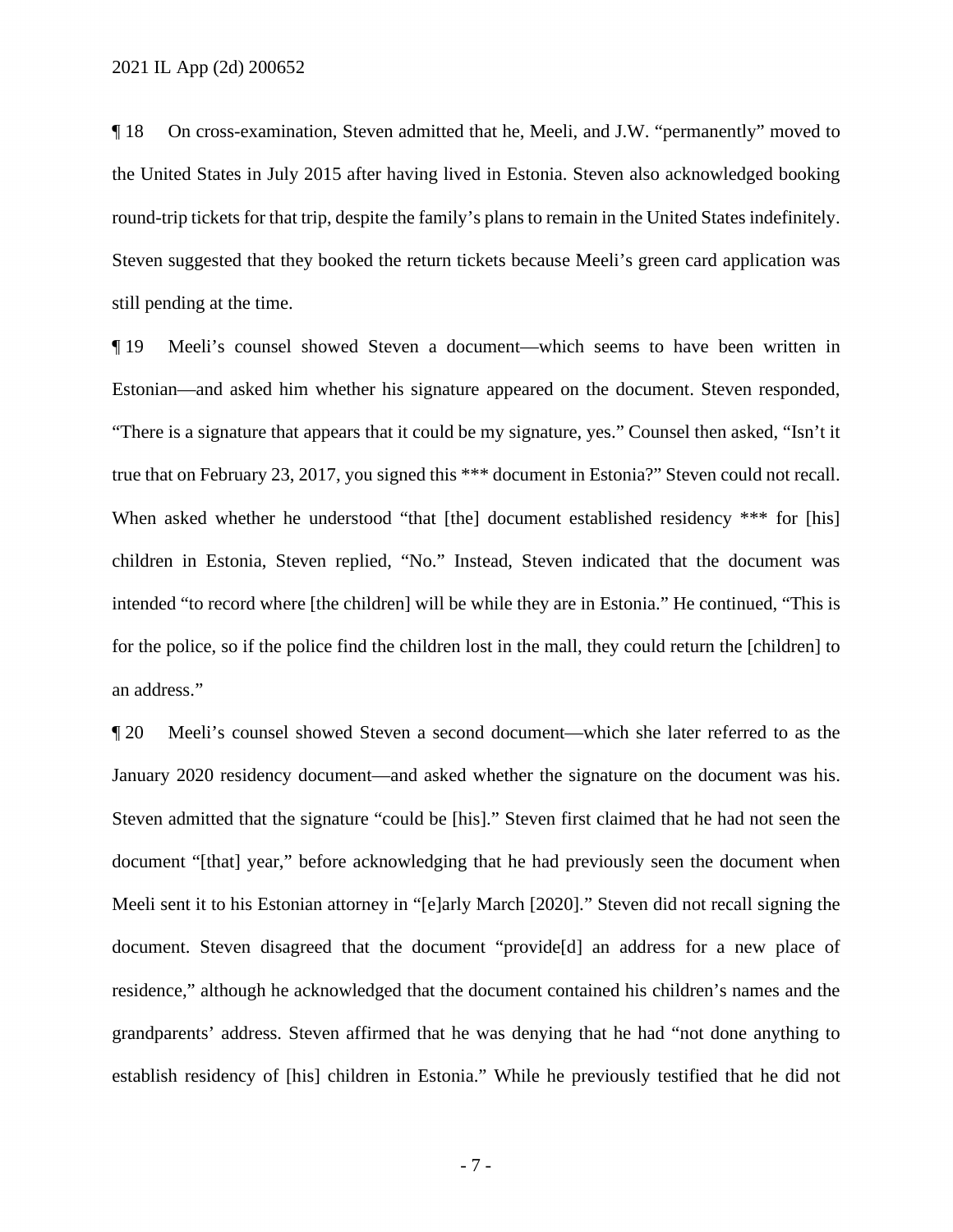¶ 18 On cross-examination, Steven admitted that he, Meeli, and J.W. "permanently" moved to the United States in July 2015 after having lived in Estonia. Steven also acknowledged booking round-trip tickets for that trip, despite the family's plans to remain in the United States indefinitely. Steven suggested that they booked the return tickets because Meeli's green card application was still pending at the time.

¶ 19 Meeli's counsel showed Steven a document—which seems to have been written in Estonian—and asked him whether his signature appeared on the document. Steven responded, "There is a signature that appears that it could be my signature, yes." Counsel then asked, "Isn't it true that on February 23, 2017, you signed this *** document in Estonia?" Steven could not recall. When asked whether he understood "that [the] document established residency *** for [his] children in Estonia, Steven replied, "No." Instead, Steven indicated that the document was intended "to record where [the children] will be while they are in Estonia." He continued, "This is for the police, so if the police find the children lost in the mall, they could return the [children] to an address."

¶ 20 Meeli's counsel showed Steven a second document—which she later referred to as the January 2020 residency document—and asked whether the signature on the document was his. Steven admitted that the signature "could be [his]." Steven first claimed that he had not seen the document "[that] year," before acknowledging that he had previously seen the document when Meeli sent it to his Estonian attorney in "[e]arly March [2020]." Steven did not recall signing the document. Steven disagreed that the document "provide[d] an address for a new place of residence," although he acknowledged that the document contained his children's names and the grandparents' address. Steven affirmed that he was denying that he had "not done anything to establish residency of [his] children in Estonia." While he previously testified that he did not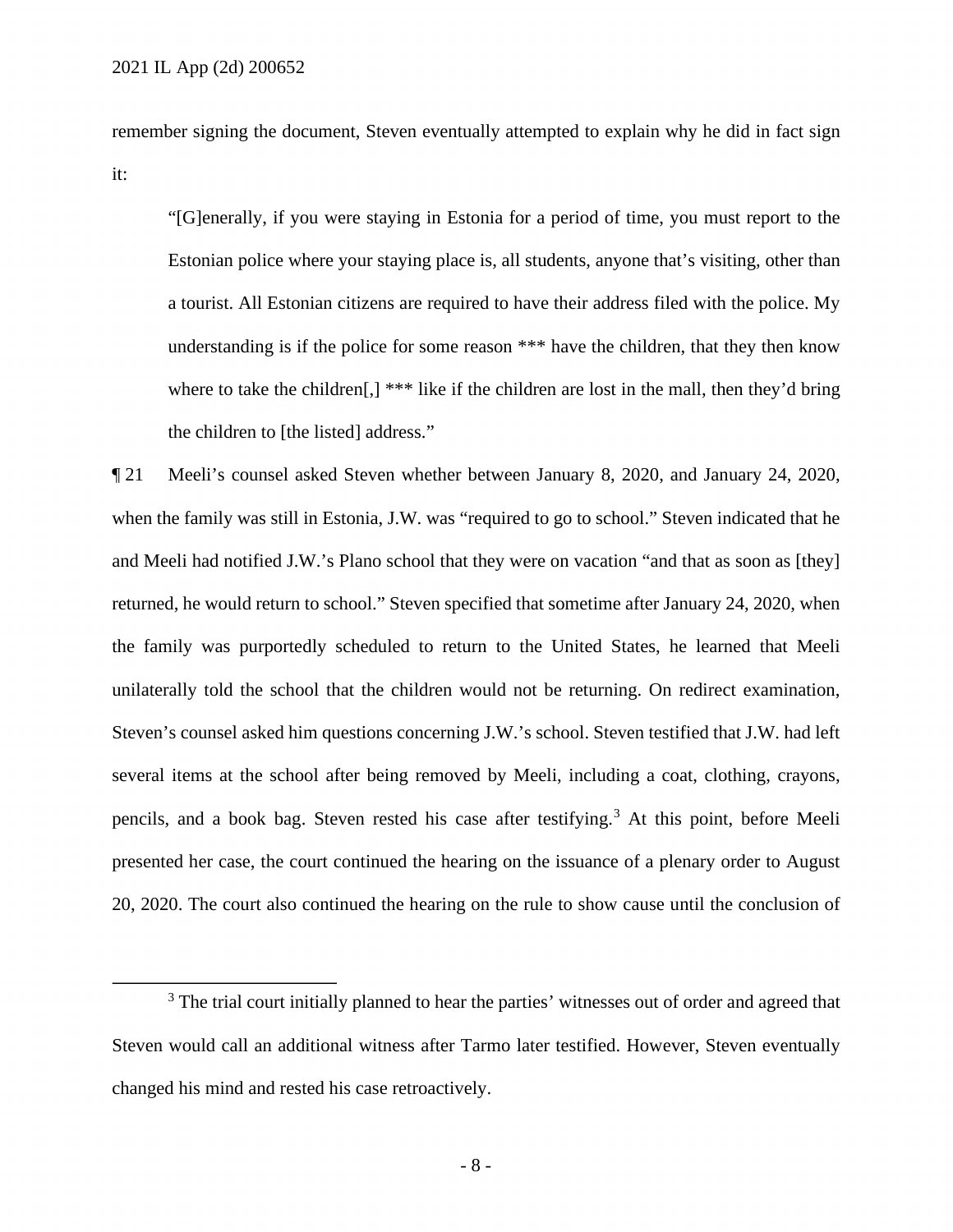remember signing the document, Steven eventually attempted to explain why he did in fact sign it:

> "[G]enerally, if you were staying in Estonia for a period of time, you must report to the Estonian police where your staying place is, all students, anyone that's visiting, other than a tourist. All Estonian citizens are required to have their address filed with the police. My understanding is if the police for some reason *** have the children, that they then know where to take the children[,] *** like if the children are lost in the mall, then they'd bring the children to [the listed] address."

¶ 21 Meeli's counsel asked Steven whether between January 8, 2020, and January 24, 2020, when the family was still in Estonia, J.W. was "required to go to school." Steven indicated that he and Meeli had notified J.W.'s Plano school that they were on vacation "and that as soon as [they] returned, he would return to school." Steven specified that sometime after January 24, 2020, when the family was purportedly scheduled to return to the United States, he learned that Meeli unilaterally told the school that the children would not be returning. On redirect examination, Steven's counsel asked him questions concerning J.W.'s school. Steven testified that J.W. had left several items at the school after being removed by Meeli, including a coat, clothing, crayons, pencils, and a book bag. Steven rested his case after testifying.[3] At this point, before Meeli presented her case, the court continued the hearing on the issuance of a plenary order to August 20, 2020. The court also continued the hearing on the rule to show cause until the conclusion of

[3] The trial court initially planned to hear the parties' witnesses out of order and agreed that Steven would call an additional witness after Tarmo later testified. However, Steven eventually changed his mind and rested his case retroactively.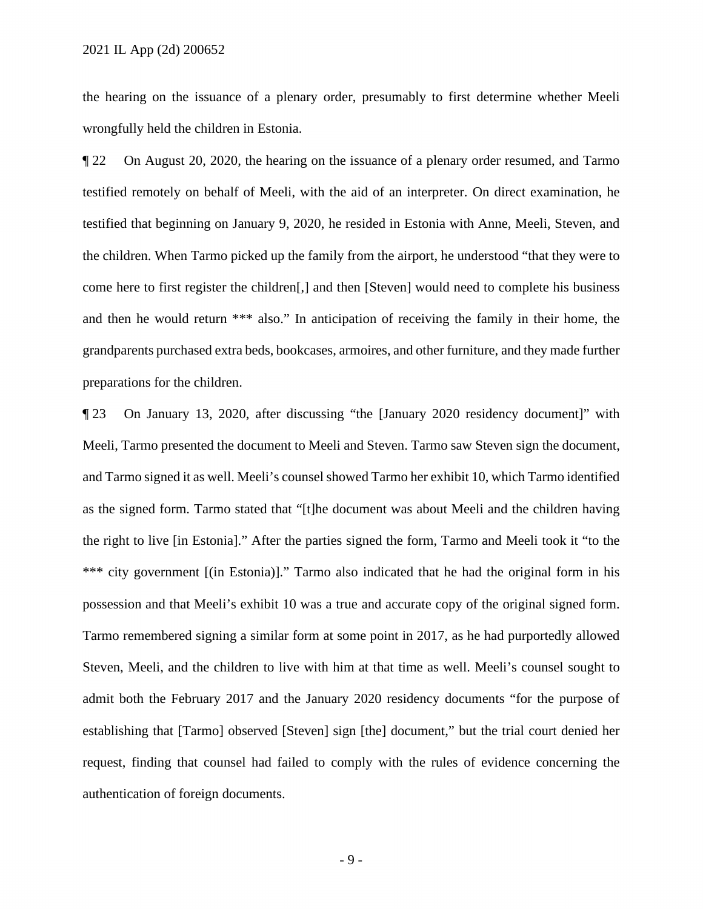the hearing on the issuance of a plenary order, presumably to first determine whether Meeli wrongfully held the children in Estonia.

¶ 22 On August 20, 2020, the hearing on the issuance of a plenary order resumed, and Tarmo testified remotely on behalf of Meeli, with the aid of an interpreter. On direct examination, he testified that beginning on January 9, 2020, he resided in Estonia with Anne, Meeli, Steven, and the children. When Tarmo picked up the family from the airport, he understood "that they were to come here to first register the children[,] and then [Steven] would need to complete his business and then he would return *** also." In anticipation of receiving the family in their home, the grandparents purchased extra beds, bookcases, armoires, and other furniture, and they made further preparations for the children.

¶ 23 On January 13, 2020, after discussing "the [January 2020 residency document]" with Meeli, Tarmo presented the document to Meeli and Steven. Tarmo saw Steven sign the document, and Tarmo signed it as well. Meeli's counsel showed Tarmo her exhibit 10, which Tarmo identified as the signed form. Tarmo stated that "[t]he document was about Meeli and the children having the right to live [in Estonia]." After the parties signed the form, Tarmo and Meeli took it "to the *** city government [(in Estonia)]." Tarmo also indicated that he had the original form in his possession and that Meeli's exhibit 10 was a true and accurate copy of the original signed form. Tarmo remembered signing a similar form at some point in 2017, as he had purportedly allowed Steven, Meeli, and the children to live with him at that time as well. Meeli's counsel sought to admit both the February 2017 and the January 2020 residency documents "for the purpose of establishing that [Tarmo] observed [Steven] sign [the] document," but the trial court denied her request, finding that counsel had failed to comply with the rules of evidence concerning the authentication of foreign documents.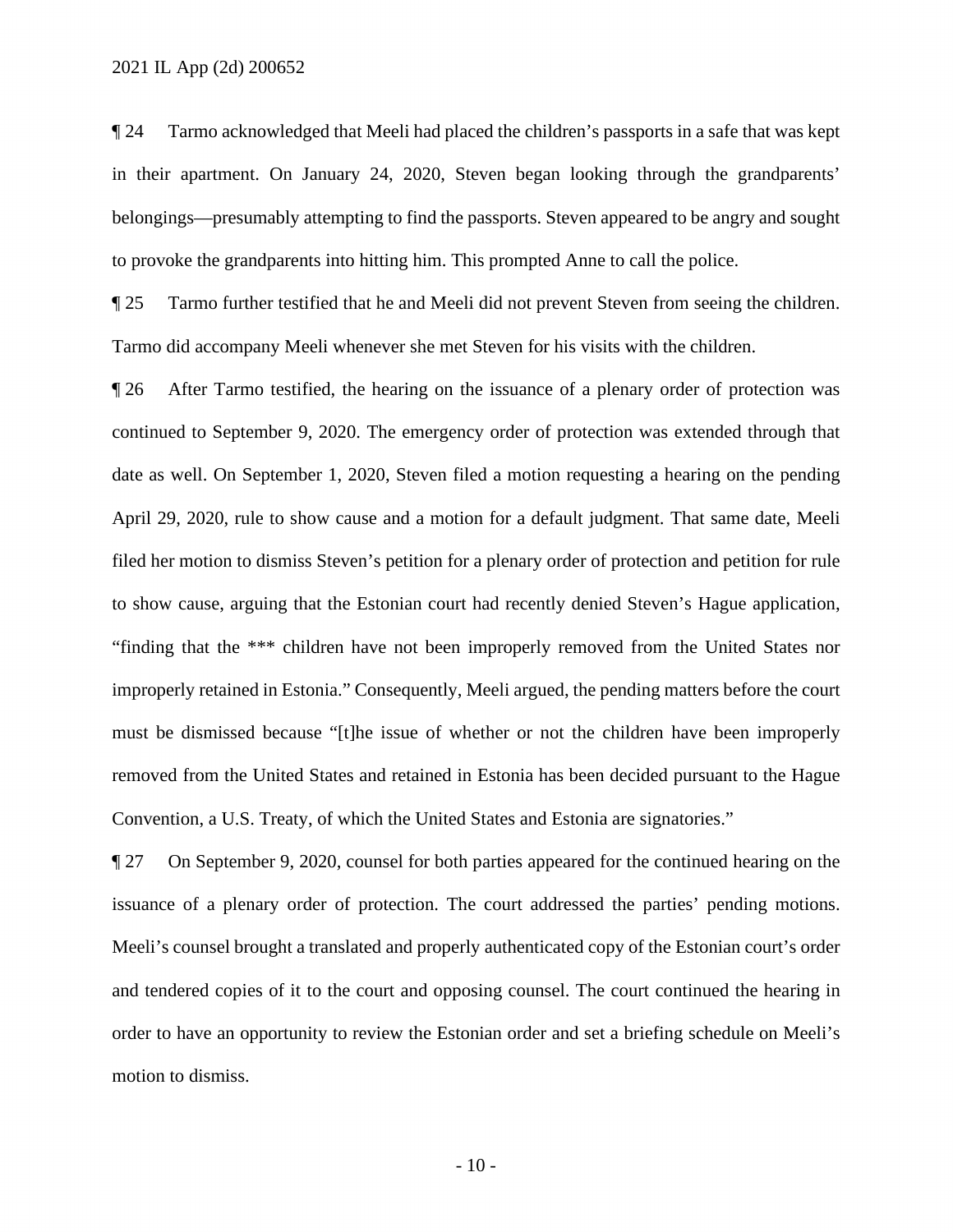¶ 24 Tarmo acknowledged that Meeli had placed the children's passports in a safe that was kept in their apartment. On January 24, 2020, Steven began looking through the grandparents' belongings—presumably attempting to find the passports. Steven appeared to be angry and sought to provoke the grandparents into hitting him. This prompted Anne to call the police.

¶ 25 Tarmo further testified that he and Meeli did not prevent Steven from seeing the children. Tarmo did accompany Meeli whenever she met Steven for his visits with the children.

¶ 26 After Tarmo testified, the hearing on the issuance of a plenary order of protection was continued to September 9, 2020. The emergency order of protection was extended through that date as well. On September 1, 2020, Steven filed a motion requesting a hearing on the pending April 29, 2020, rule to show cause and a motion for a default judgment. That same date, Meeli filed her motion to dismiss Steven's petition for a plenary order of protection and petition for rule to show cause, arguing that the Estonian court had recently denied Steven's Hague application, "finding that the *** children have not been improperly removed from the United States nor improperly retained in Estonia." Consequently, Meeli argued, the pending matters before the court must be dismissed because "[t]he issue of whether or not the children have been improperly removed from the United States and retained in Estonia has been decided pursuant to the Hague Convention, a U.S. Treaty, of which the United States and Estonia are signatories."

¶ 27 On September 9, 2020, counsel for both parties appeared for the continued hearing on the issuance of a plenary order of protection. The court addressed the parties' pending motions. Meeli's counsel brought a translated and properly authenticated copy of the Estonian court's order and tendered copies of it to the court and opposing counsel. The court continued the hearing in order to have an opportunity to review the Estonian order and set a briefing schedule on Meeli's motion to dismiss.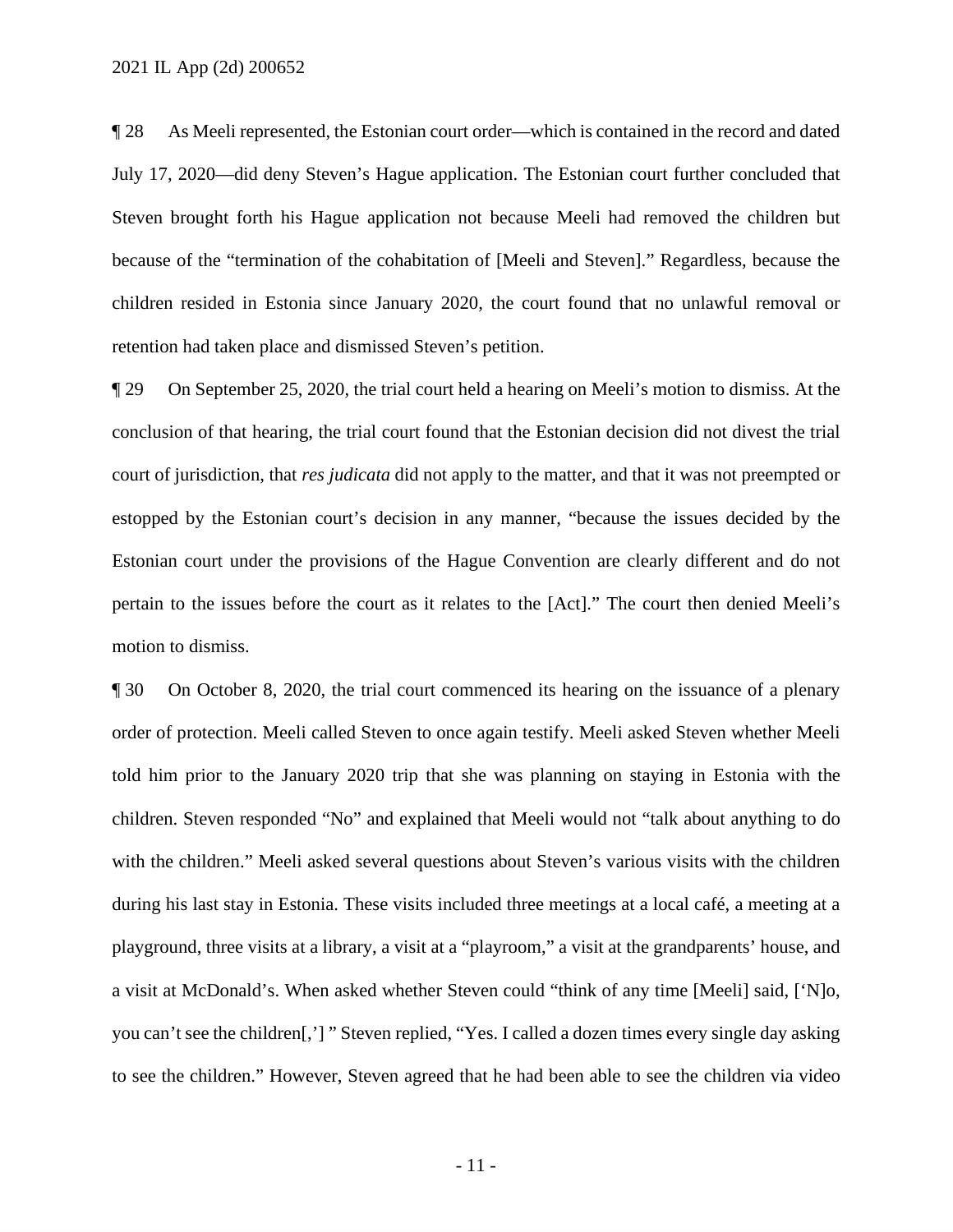¶ 28 As Meeli represented, the Estonian court order—which is contained in the record and dated July 17, 2020—did deny Steven's Hague application. The Estonian court further concluded that Steven brought forth his Hague application not because Meeli had removed the children but because of the "termination of the cohabitation of [Meeli and Steven]." Regardless, because the children resided in Estonia since January 2020, the court found that no unlawful removal or retention had taken place and dismissed Steven's petition.

¶ 29 On September 25, 2020, the trial court held a hearing on Meeli's motion to dismiss. At the conclusion of that hearing, the trial court found that the Estonian decision did not divest the trial court of jurisdiction, that *res judicata* did not apply to the matter, and that it was not preempted or estopped by the Estonian court's decision in any manner, "because the issues decided by the Estonian court under the provisions of the Hague Convention are clearly different and do not pertain to the issues before the court as it relates to the [Act]." The court then denied Meeli's motion to dismiss.

¶ 30 On October 8, 2020, the trial court commenced its hearing on the issuance of a plenary order of protection. Meeli called Steven to once again testify. Meeli asked Steven whether Meeli told him prior to the January 2020 trip that she was planning on staying in Estonia with the children. Steven responded "No" and explained that Meeli would not "talk about anything to do with the children." Meeli asked several questions about Steven's various visits with the children during his last stay in Estonia. These visits included three meetings at a local café, a meeting at a playground, three visits at a library, a visit at a "playroom," a visit at the grandparents' house, and a visit at McDonald's. When asked whether Steven could "think of any time [Meeli] said, ['N]o, you can't see the children[,'] " Steven replied, "Yes. I called a dozen times every single day asking to see the children." However, Steven agreed that he had been able to see the children via video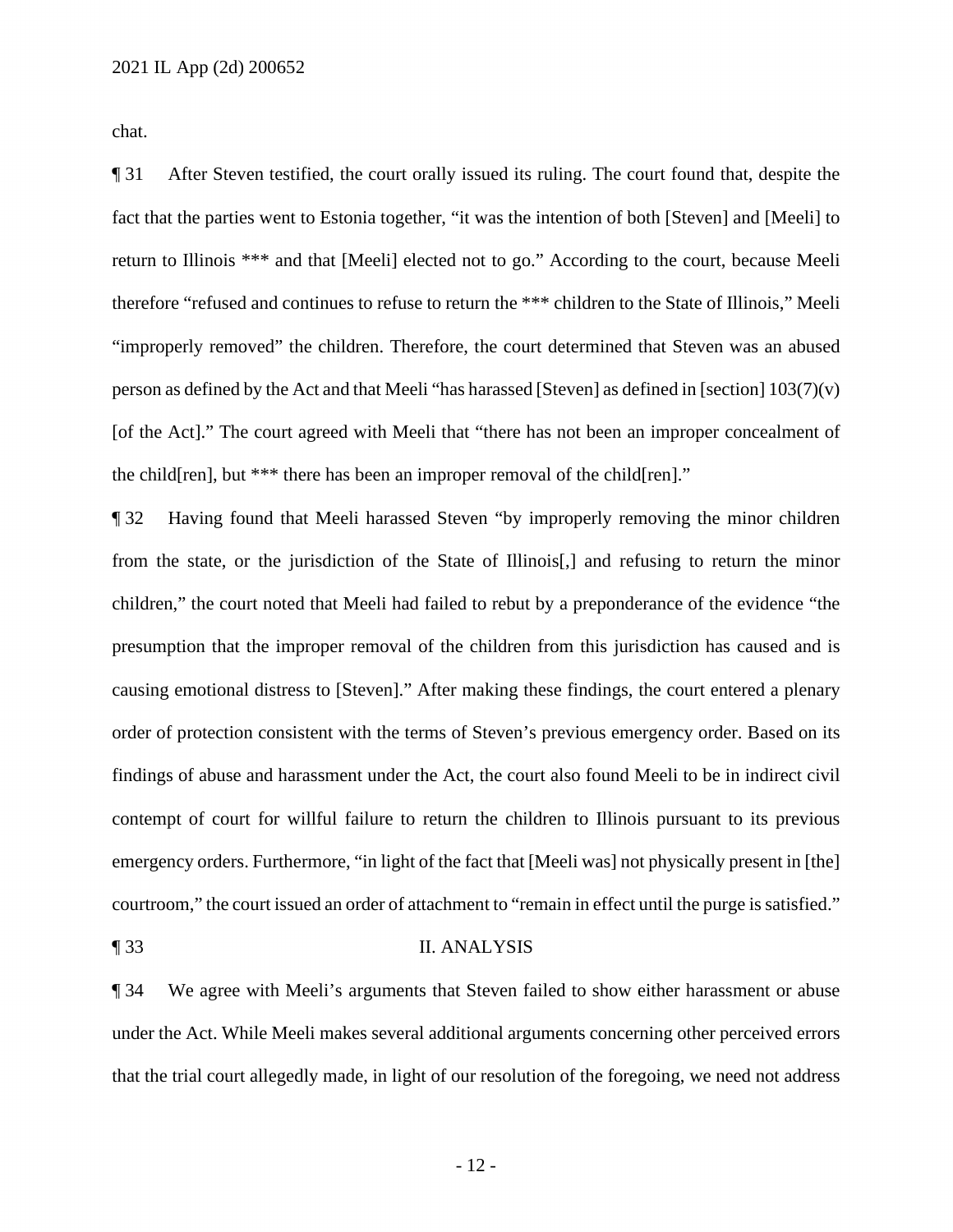chat.

¶ 31 After Steven testified, the court orally issued its ruling. The court found that, despite the fact that the parties went to Estonia together, "it was the intention of both [Steven] and [Meeli] to return to Illinois *** and that [Meeli] elected not to go." According to the court, because Meeli therefore "refused and continues to refuse to return the *** children to the State of Illinois," Meeli "improperly removed" the children. Therefore, the court determined that Steven was an abused person as defined by the Act and that Meeli "has harassed [Steven] as defined in [section] 103(7)(v) [of the Act]." The court agreed with Meeli that "there has not been an improper concealment of the child[ren], but *** there has been an improper removal of the child[ren]."

¶ 32 Having found that Meeli harassed Steven "by improperly removing the minor children from the state, or the jurisdiction of the State of Illinois[,] and refusing to return the minor children," the court noted that Meeli had failed to rebut by a preponderance of the evidence "the presumption that the improper removal of the children from this jurisdiction has caused and is causing emotional distress to [Steven]." After making these findings, the court entered a plenary order of protection consistent with the terms of Steven's previous emergency order. Based on its findings of abuse and harassment under the Act, the court also found Meeli to be in indirect civil contempt of court for willful failure to return the children to Illinois pursuant to its previous emergency orders. Furthermore, "in light of the fact that [Meeli was] not physically present in [the] courtroom," the court issued an order of attachment to "remain in effect until the purge is satisfied."

## ¶ 33 II. ANALYSIS

¶ 34 We agree with Meeli's arguments that Steven failed to show either harassment or abuse under the Act. While Meeli makes several additional arguments concerning other perceived errors that the trial court allegedly made, in light of our resolution of the foregoing, we need not address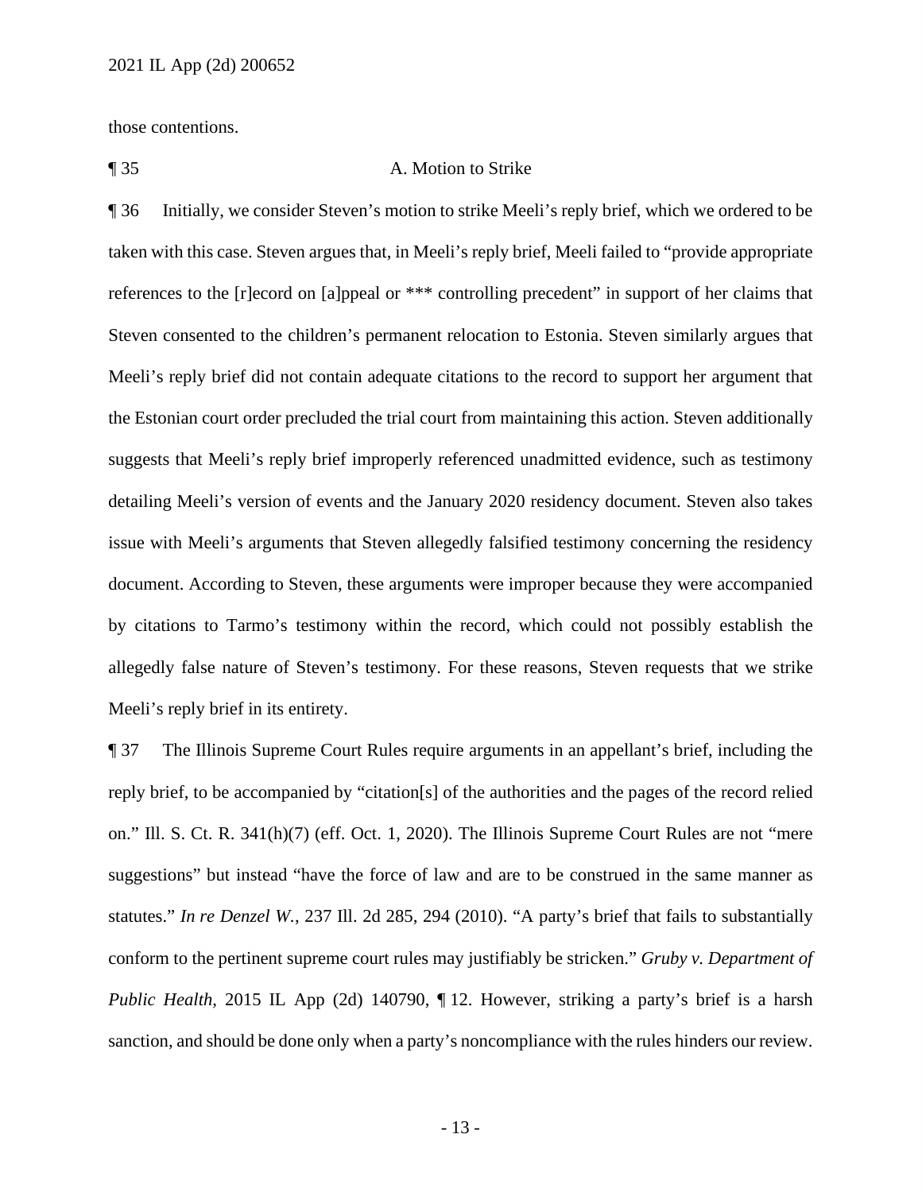those contentions.

¶ 35 A. Motion to Strike

¶ 36 Initially, we consider Steven's motion to strike Meeli's reply brief, which we ordered to be taken with this case. Steven argues that, in Meeli's reply brief, Meeli failed to "provide appropriate references to the [r]ecord on [a]ppeal or *** controlling precedent" in support of her claims that Steven consented to the children's permanent relocation to Estonia. Steven similarly argues that Meeli's reply brief did not contain adequate citations to the record to support her argument that the Estonian court order precluded the trial court from maintaining this action. Steven additionally suggests that Meeli's reply brief improperly referenced unadmitted evidence, such as testimony detailing Meeli's version of events and the January 2020 residency document. Steven also takes issue with Meeli's arguments that Steven allegedly falsified testimony concerning the residency document. According to Steven, these arguments were improper because they were accompanied by citations to Tarmo's testimony within the record, which could not possibly establish the allegedly false nature of Steven's testimony. For these reasons, Steven requests that we strike Meeli's reply brief in its entirety.

¶ 37 The Illinois Supreme Court Rules require arguments in an appellant's brief, including the reply brief, to be accompanied by "citation[s] of the authorities and the pages of the record relied on." Ill. S. Ct. R. 341(h)(7) (eff. Oct. 1, 2020). The Illinois Supreme Court Rules are not "mere suggestions" but instead "have the force of law and are to be construed in the same manner as statutes." *In re Denzel W.*, 237 Ill. 2d 285, 294 (2010). "A party's brief that fails to substantially conform to the pertinent supreme court rules may justifiably be stricken." *Gruby v. Department of Public Health*, 2015 IL App (2d) 140790, ¶ 12. However, striking a party's brief is a harsh sanction, and should be done only when a party's noncompliance with the rules hinders our review.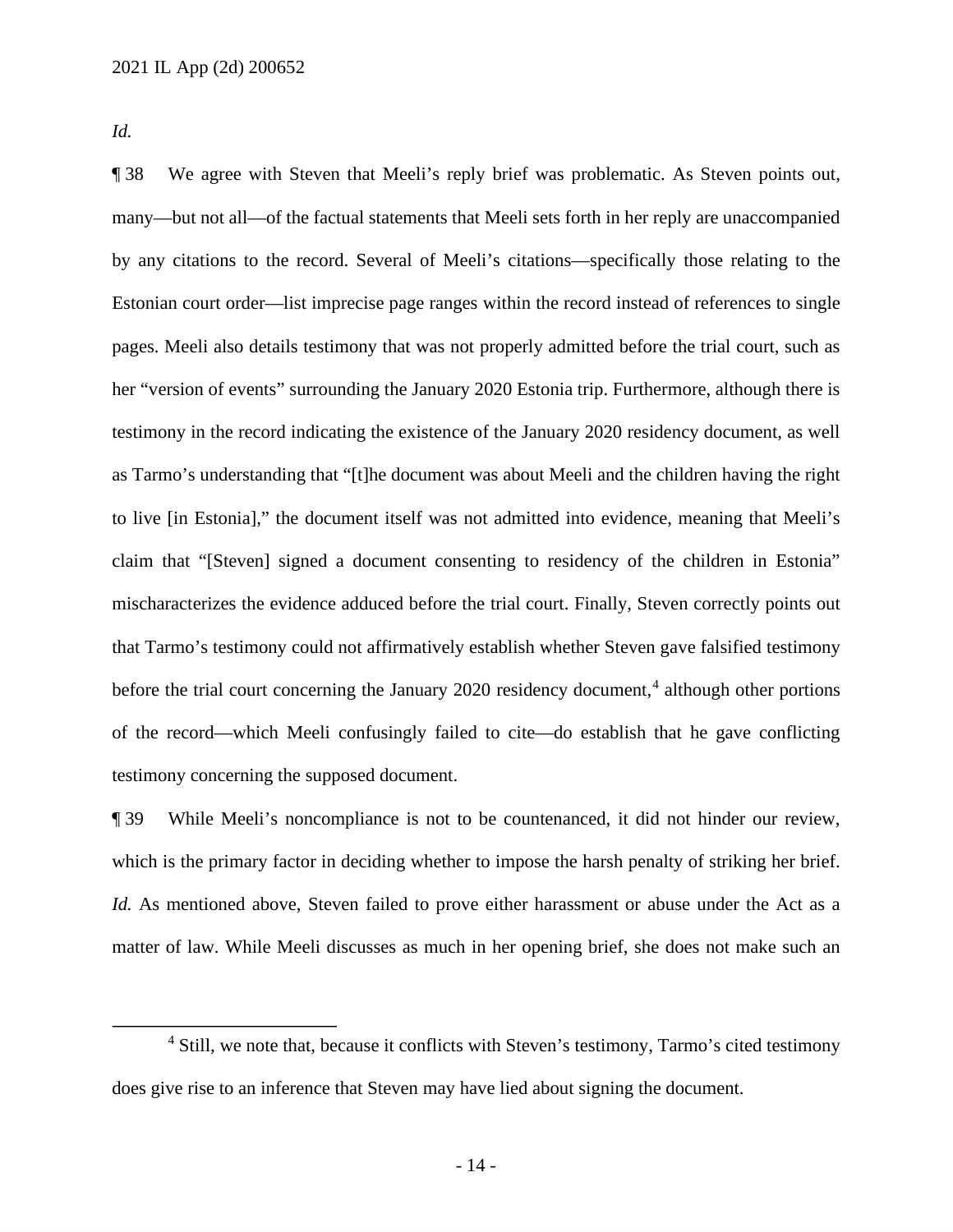*Id.*

¶ 38 We agree with Steven that Meeli's reply brief was problematic. As Steven points out, many—but not all—of the factual statements that Meeli sets forth in her reply are unaccompanied by any citations to the record. Several of Meeli's citations—specifically those relating to the Estonian court order—list imprecise page ranges within the record instead of references to single pages. Meeli also details testimony that was not properly admitted before the trial court, such as her "version of events" surrounding the January 2020 Estonia trip. Furthermore, although there is testimony in the record indicating the existence of the January 2020 residency document, as well as Tarmo's understanding that "[t]he document was about Meeli and the children having the right to live [in Estonia]," the document itself was not admitted into evidence, meaning that Meeli's claim that "[Steven] signed a document consenting to residency of the children in Estonia" mischaracterizes the evidence adduced before the trial court. Finally, Steven correctly points out that Tarmo's testimony could not affirmatively establish whether Steven gave falsified testimony before the trial court concerning the January 2020 residency document,[4] although other portions of the record—which Meeli confusingly failed to cite—do establish that he gave conflicting testimony concerning the supposed document.

¶ 39 While Meeli's noncompliance is not to be countenanced, it did not hinder our review, which is the primary factor in deciding whether to impose the harsh penalty of striking her brief. *Id.* As mentioned above, Steven failed to prove either harassment or abuse under the Act as a matter of law. While Meeli discusses as much in her opening brief, she does not make such an

[4] Still, we note that, because it conflicts with Steven's testimony, Tarmo's cited testimony does give rise to an inference that Steven may have lied about signing the document.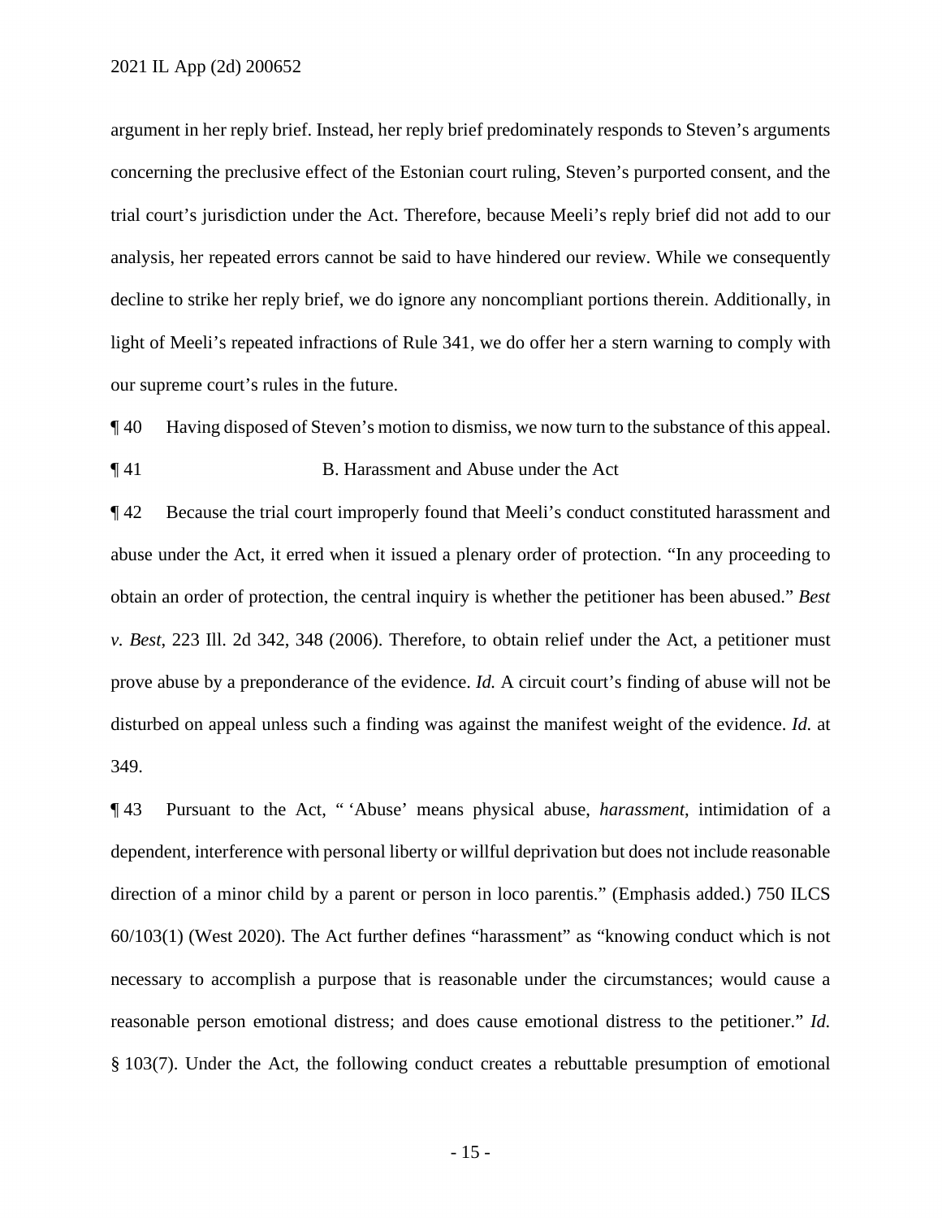argument in her reply brief. Instead, her reply brief predominately responds to Steven's arguments concerning the preclusive effect of the Estonian court ruling, Steven's purported consent, and the trial court's jurisdiction under the Act. Therefore, because Meeli's reply brief did not add to our analysis, her repeated errors cannot be said to have hindered our review. While we consequently decline to strike her reply brief, we do ignore any noncompliant portions therein. Additionally, in light of Meeli's repeated infractions of Rule 341, we do offer her a stern warning to comply with our supreme court's rules in the future.

¶ 40 Having disposed of Steven's motion to dismiss, we now turn to the substance of this appeal.

¶ 41 B. Harassment and Abuse under the Act

¶ 42 Because the trial court improperly found that Meeli's conduct constituted harassment and abuse under the Act, it erred when it issued a plenary order of protection. "In any proceeding to obtain an order of protection, the central inquiry is whether the petitioner has been abused." *Best v. Best*, 223 Ill. 2d 342, 348 (2006). Therefore, to obtain relief under the Act, a petitioner must prove abuse by a preponderance of the evidence. *Id.* A circuit court's finding of abuse will not be disturbed on appeal unless such a finding was against the manifest weight of the evidence. *Id.* at 349.

¶ 43 Pursuant to the Act, " 'Abuse' means physical abuse, *harassment*, intimidation of a dependent, interference with personal liberty or willful deprivation but does not include reasonable direction of a minor child by a parent or person in loco parentis." (Emphasis added.) 750 ILCS 60/103(1) (West 2020). The Act further defines "harassment" as "knowing conduct which is not necessary to accomplish a purpose that is reasonable under the circumstances; would cause a reasonable person emotional distress; and does cause emotional distress to the petitioner." *Id.* § 103(7). Under the Act, the following conduct creates a rebuttable presumption of emotional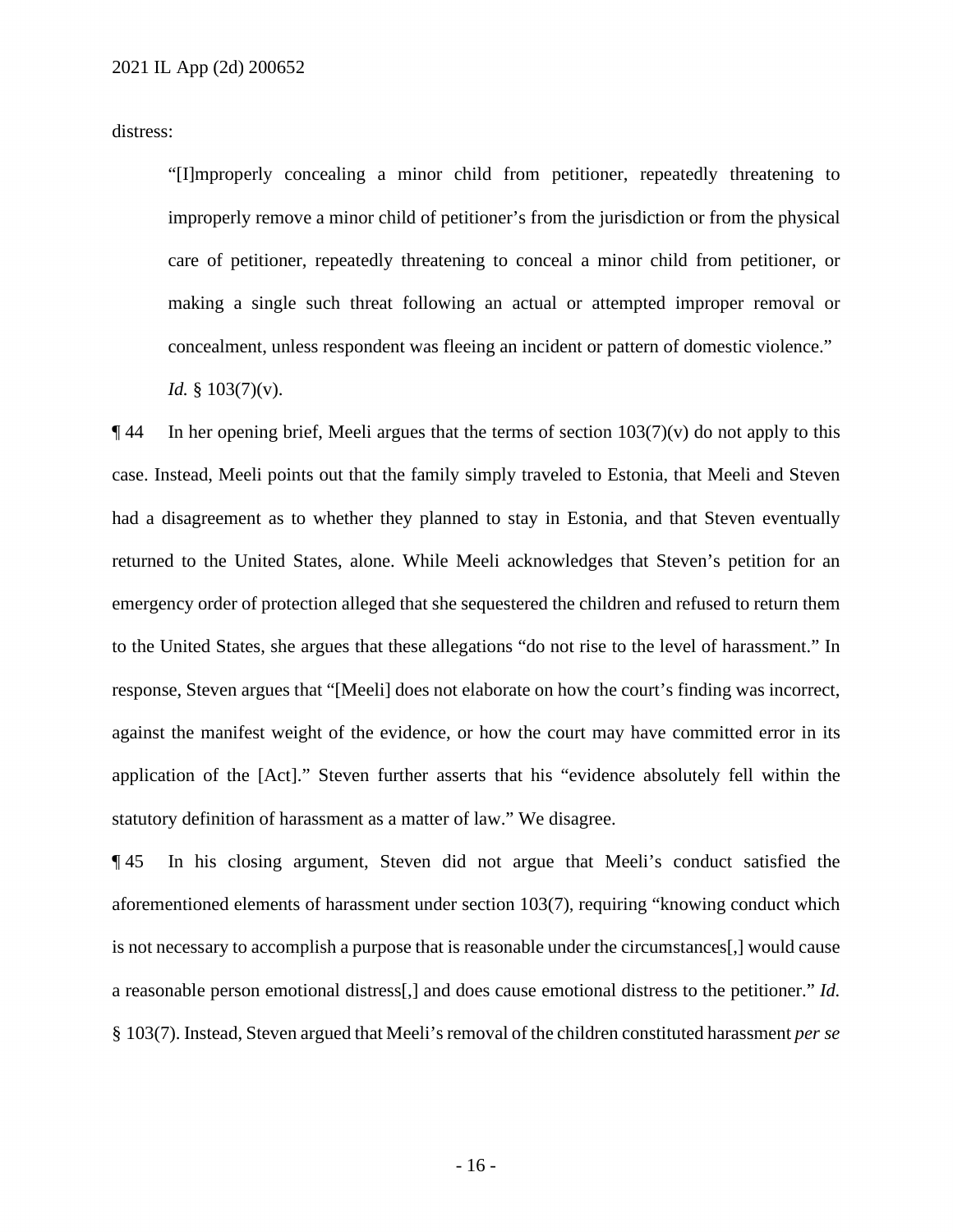distress:

> "[I]mproperly concealing a minor child from petitioner, repeatedly threatening to improperly remove a minor child of petitioner's from the jurisdiction or from the physical care of petitioner, repeatedly threatening to conceal a minor child from petitioner, or making a single such threat following an actual or attempted improper removal or concealment, unless respondent was fleeing an incident or pattern of domestic violence." *Id.* § 103(7)(v).

¶ 44 In her opening brief, Meeli argues that the terms of section 103(7)(v) do not apply to this case. Instead, Meeli points out that the family simply traveled to Estonia, that Meeli and Steven had a disagreement as to whether they planned to stay in Estonia, and that Steven eventually returned to the United States, alone. While Meeli acknowledges that Steven's petition for an emergency order of protection alleged that she sequestered the children and refused to return them to the United States, she argues that these allegations "do not rise to the level of harassment." In response, Steven argues that "[Meeli] does not elaborate on how the court's finding was incorrect, against the manifest weight of the evidence, or how the court may have committed error in its application of the [Act]." Steven further asserts that his "evidence absolutely fell within the statutory definition of harassment as a matter of law." We disagree.

¶ 45 In his closing argument, Steven did not argue that Meeli's conduct satisfied the aforementioned elements of harassment under section 103(7), requiring "knowing conduct which is not necessary to accomplish a purpose that is reasonable under the circumstances[,] would cause a reasonable person emotional distress[,] and does cause emotional distress to the petitioner." *Id.* § 103(7). Instead, Steven argued that Meeli's removal of the children constituted harassment *per se*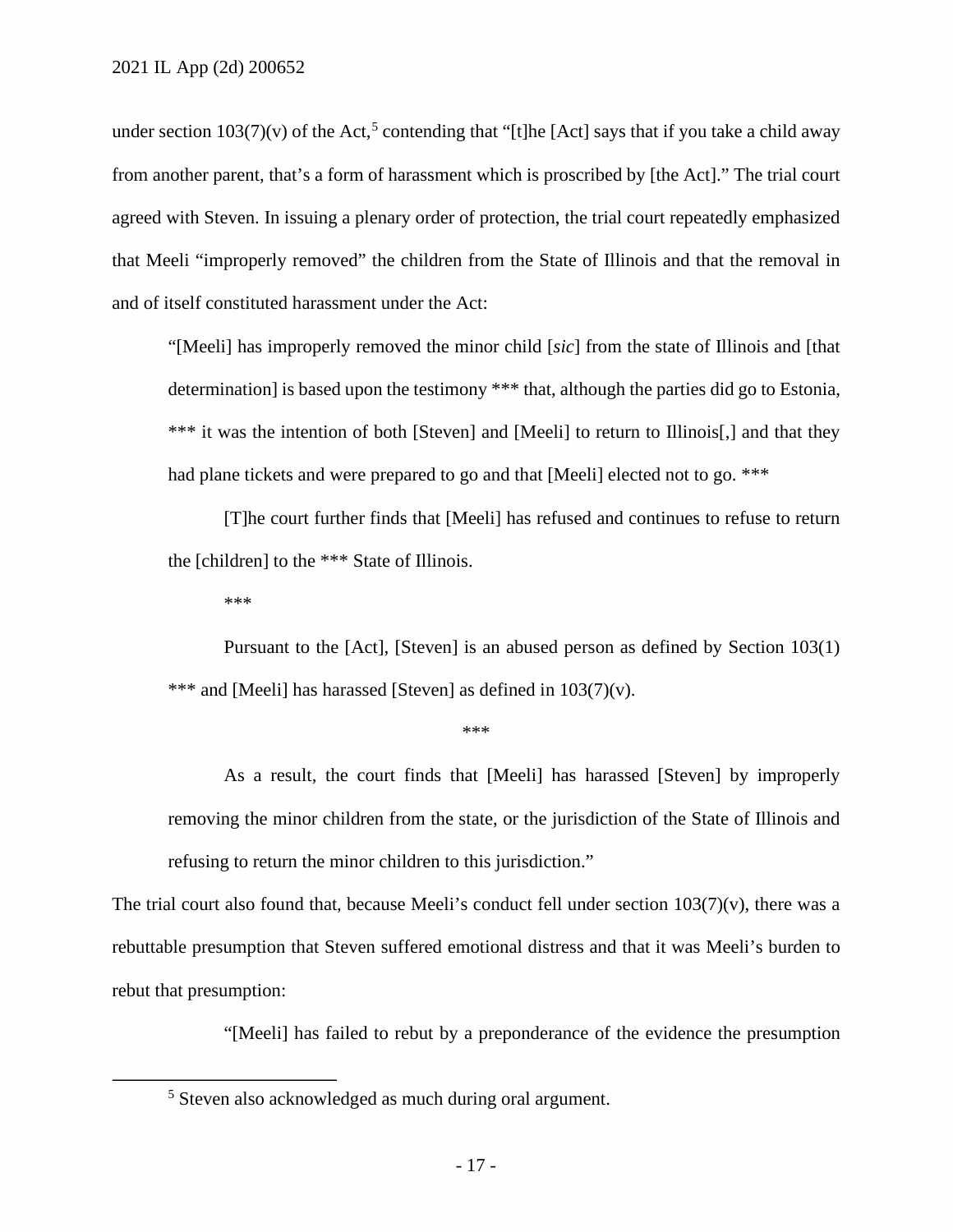under section 103(7)(v) of the Act,[5] contending that "[t]he [Act] says that if you take a child away from another parent, that's a form of harassment which is proscribed by [the Act]." The trial court agreed with Steven. In issuing a plenary order of protection, the trial court repeatedly emphasized that Meeli "improperly removed" the children from the State of Illinois and that the removal in and of itself constituted harassment under the Act:

> "[Meeli] has improperly removed the minor child [*sic*] from the state of Illinois and [that determination] is based upon the testimony *** that, although the parties did go to Estonia, *** it was the intention of both [Steven] and [Meeli] to return to Illinois[,] and that they had plane tickets and were prepared to go and that [Meeli] elected not to go. ***
>
> [T]he court further finds that [Meeli] has refused and continues to refuse to return the [children] to the *** State of Illinois.
>
> ***
>
> Pursuant to the [Act], [Steven] is an abused person as defined by Section 103(1) *** and [Meeli] has harassed [Steven] as defined in 103(7)(v).
>
> ***
>
> As a result, the court finds that [Meeli] has harassed [Steven] by improperly removing the minor children from the state, or the jurisdiction of the State of Illinois and refusing to return the minor children to this jurisdiction."

The trial court also found that, because Meeli's conduct fell under section 103(7)(v), there was a rebuttable presumption that Steven suffered emotional distress and that it was Meeli's burden to rebut that presumption:

> "[Meeli] has failed to rebut by a preponderance of the evidence the presumption

[5] Steven also acknowledged as much during oral argument.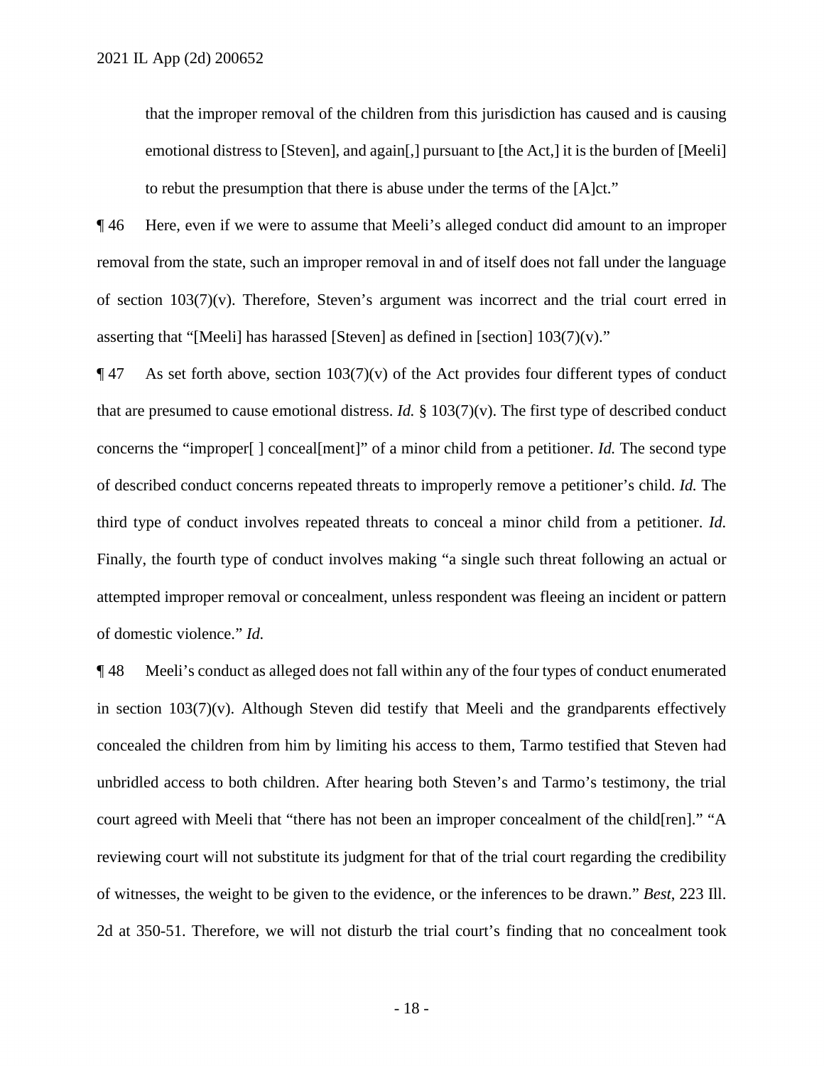> that the improper removal of the children from this jurisdiction has caused and is causing emotional distress to [Steven], and again[,] pursuant to [the Act,] it is the burden of [Meeli] to rebut the presumption that there is abuse under the terms of the [A]ct."

¶ 46 Here, even if we were to assume that Meeli's alleged conduct did amount to an improper removal from the state, such an improper removal in and of itself does not fall under the language of section 103(7)(v). Therefore, Steven's argument was incorrect and the trial court erred in asserting that "[Meeli] has harassed [Steven] as defined in [section] 103(7)(v)."

¶ 47 As set forth above, section 103(7)(v) of the Act provides four different types of conduct that are presumed to cause emotional distress. *Id.* § 103(7)(v). The first type of described conduct concerns the "improper[ ] conceal[ment]" of a minor child from a petitioner. *Id.* The second type of described conduct concerns repeated threats to improperly remove a petitioner's child. *Id.* The third type of conduct involves repeated threats to conceal a minor child from a petitioner. *Id.* Finally, the fourth type of conduct involves making "a single such threat following an actual or attempted improper removal or concealment, unless respondent was fleeing an incident or pattern of domestic violence." *Id.*

¶ 48 Meeli's conduct as alleged does not fall within any of the four types of conduct enumerated in section 103(7)(v). Although Steven did testify that Meeli and the grandparents effectively concealed the children from him by limiting his access to them, Tarmo testified that Steven had unbridled access to both children. After hearing both Steven's and Tarmo's testimony, the trial court agreed with Meeli that "there has not been an improper concealment of the child[ren]." "A reviewing court will not substitute its judgment for that of the trial court regarding the credibility of witnesses, the weight to be given to the evidence, or the inferences to be drawn." *Best*, 223 Ill. 2d at 350-51. Therefore, we will not disturb the trial court's finding that no concealment took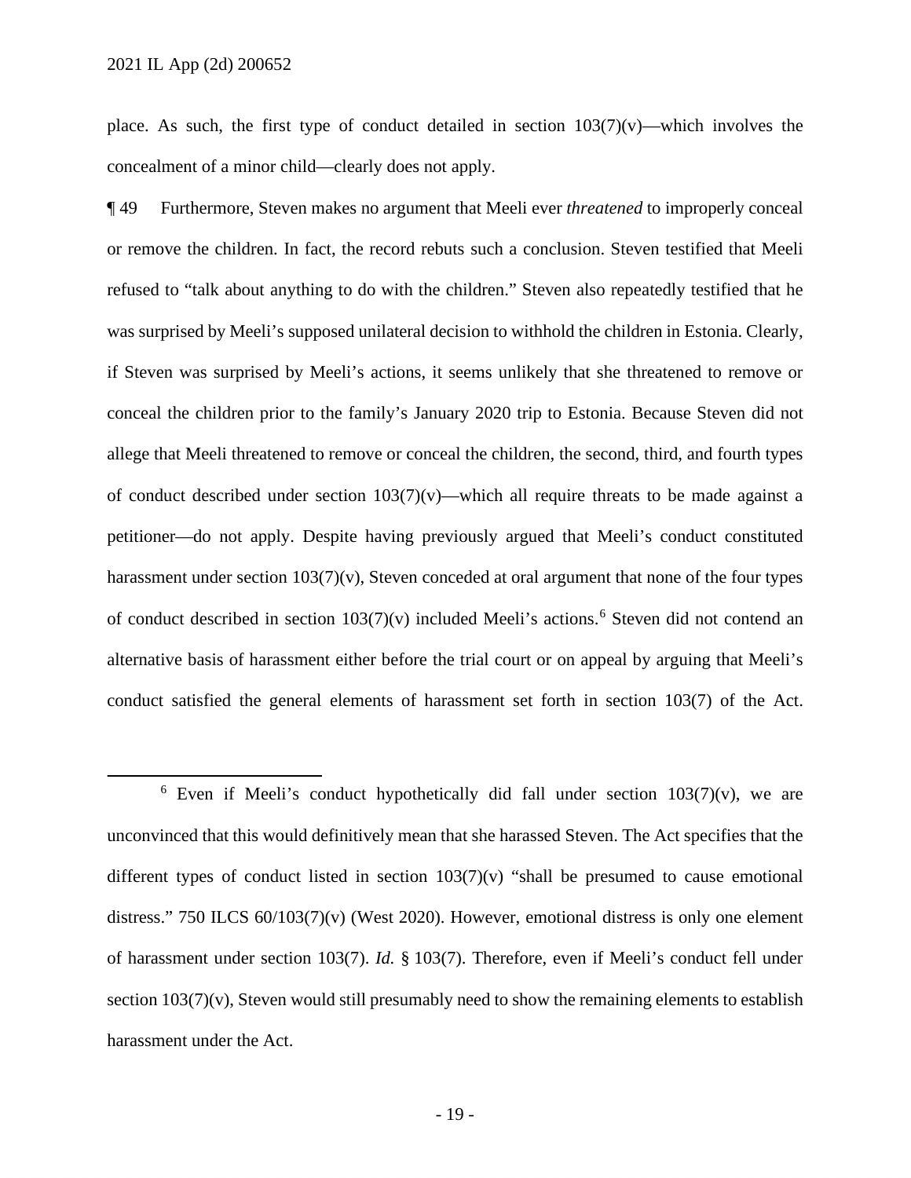place. As such, the first type of conduct detailed in section 103(7)(v)—which involves the concealment of a minor child—clearly does not apply.

¶ 49 Furthermore, Steven makes no argument that Meeli ever *threatened* to improperly conceal or remove the children. In fact, the record rebuts such a conclusion. Steven testified that Meeli refused to "talk about anything to do with the children." Steven also repeatedly testified that he was surprised by Meeli's supposed unilateral decision to withhold the children in Estonia. Clearly, if Steven was surprised by Meeli's actions, it seems unlikely that she threatened to remove or conceal the children prior to the family's January 2020 trip to Estonia. Because Steven did not allege that Meeli threatened to remove or conceal the children, the second, third, and fourth types of conduct described under section 103(7)(v)—which all require threats to be made against a petitioner—do not apply. Despite having previously argued that Meeli's conduct constituted harassment under section 103(7)(v), Steven conceded at oral argument that none of the four types of conduct described in section 103(7)(v) included Meeli's actions.[6] Steven did not contend an alternative basis of harassment either before the trial court or on appeal by arguing that Meeli's conduct satisfied the general elements of harassment set forth in section 103(7) of the Act.

---

[6] Even if Meeli's conduct hypothetically did fall under section 103(7)(v), we are unconvinced that this would definitively mean that she harassed Steven. The Act specifies that the different types of conduct listed in section 103(7)(v) "shall be presumed to cause emotional distress." 750 ILCS 60/103(7)(v) (West 2020). However, emotional distress is only one element of harassment under section 103(7). *Id.* § 103(7). Therefore, even if Meeli's conduct fell under section 103(7)(v), Steven would still presumably need to show the remaining elements to establish harassment under the Act.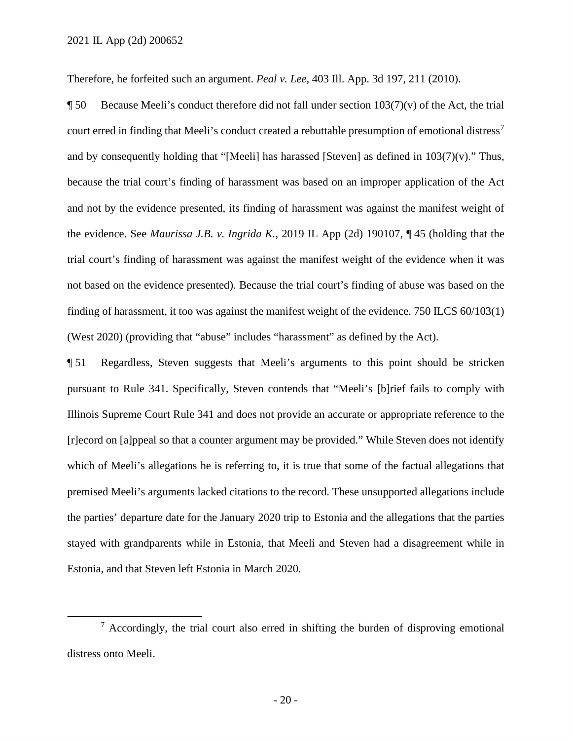Therefore, he forfeited such an argument. *Peal v. Lee*, 403 Ill. App. 3d 197, 211 (2010).

¶ 50 Because Meeli's conduct therefore did not fall under section 103(7)(v) of the Act, the trial court erred in finding that Meeli's conduct created a rebuttable presumption of emotional distress[7] and by consequently holding that "[Meeli] has harassed [Steven] as defined in 103(7)(v)." Thus, because the trial court's finding of harassment was based on an improper application of the Act and not by the evidence presented, its finding of harassment was against the manifest weight of the evidence. See *Maurissa J.B. v. Ingrida K.*, 2019 IL App (2d) 190107, ¶ 45 (holding that the trial court's finding of harassment was against the manifest weight of the evidence when it was not based on the evidence presented). Because the trial court's finding of abuse was based on the finding of harassment, it too was against the manifest weight of the evidence. 750 ILCS 60/103(1) (West 2020) (providing that "abuse" includes "harassment" as defined by the Act).

¶ 51 Regardless, Steven suggests that Meeli's arguments to this point should be stricken pursuant to Rule 341. Specifically, Steven contends that "Meeli's [b]rief fails to comply with Illinois Supreme Court Rule 341 and does not provide an accurate or appropriate reference to the [r]ecord on [a]ppeal so that a counter argument may be provided." While Steven does not identify which of Meeli's allegations he is referring to, it is true that some of the factual allegations that premised Meeli's arguments lacked citations to the record. These unsupported allegations include the parties' departure date for the January 2020 trip to Estonia and the allegations that the parties stayed with grandparents while in Estonia, that Meeli and Steven had a disagreement while in Estonia, and that Steven left Estonia in March 2020.

[7] Accordingly, the trial court also erred in shifting the burden of disproving emotional distress onto Meeli.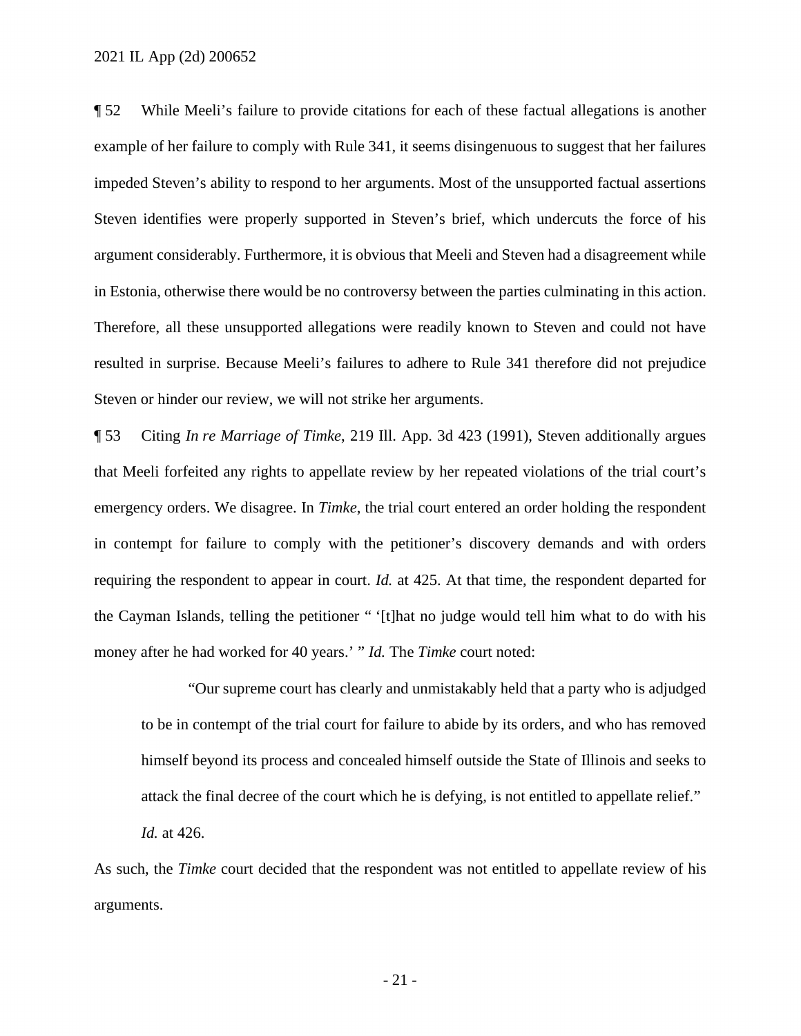¶ 52 While Meeli's failure to provide citations for each of these factual allegations is another example of her failure to comply with Rule 341, it seems disingenuous to suggest that her failures impeded Steven's ability to respond to her arguments. Most of the unsupported factual assertions Steven identifies were properly supported in Steven's brief, which undercuts the force of his argument considerably. Furthermore, it is obvious that Meeli and Steven had a disagreement while in Estonia, otherwise there would be no controversy between the parties culminating in this action. Therefore, all these unsupported allegations were readily known to Steven and could not have resulted in surprise. Because Meeli's failures to adhere to Rule 341 therefore did not prejudice Steven or hinder our review, we will not strike her arguments.

¶ 53 Citing *In re Marriage of Timke*, 219 Ill. App. 3d 423 (1991), Steven additionally argues that Meeli forfeited any rights to appellate review by her repeated violations of the trial court's emergency orders. We disagree. In *Timke*, the trial court entered an order holding the respondent in contempt for failure to comply with the petitioner's discovery demands and with orders requiring the respondent to appear in court. *Id.* at 425. At that time, the respondent departed for the Cayman Islands, telling the petitioner " '[t]hat no judge would tell him what to do with his money after he had worked for 40 years.' " *Id.* The *Timke* court noted:

> "Our supreme court has clearly and unmistakably held that a party who is adjudged to be in contempt of the trial court for failure to abide by its orders, and who has removed himself beyond its process and concealed himself outside the State of Illinois and seeks to attack the final decree of the court which he is defying, is not entitled to appellate relief." *Id.* at 426.

As such, the *Timke* court decided that the respondent was not entitled to appellate review of his arguments.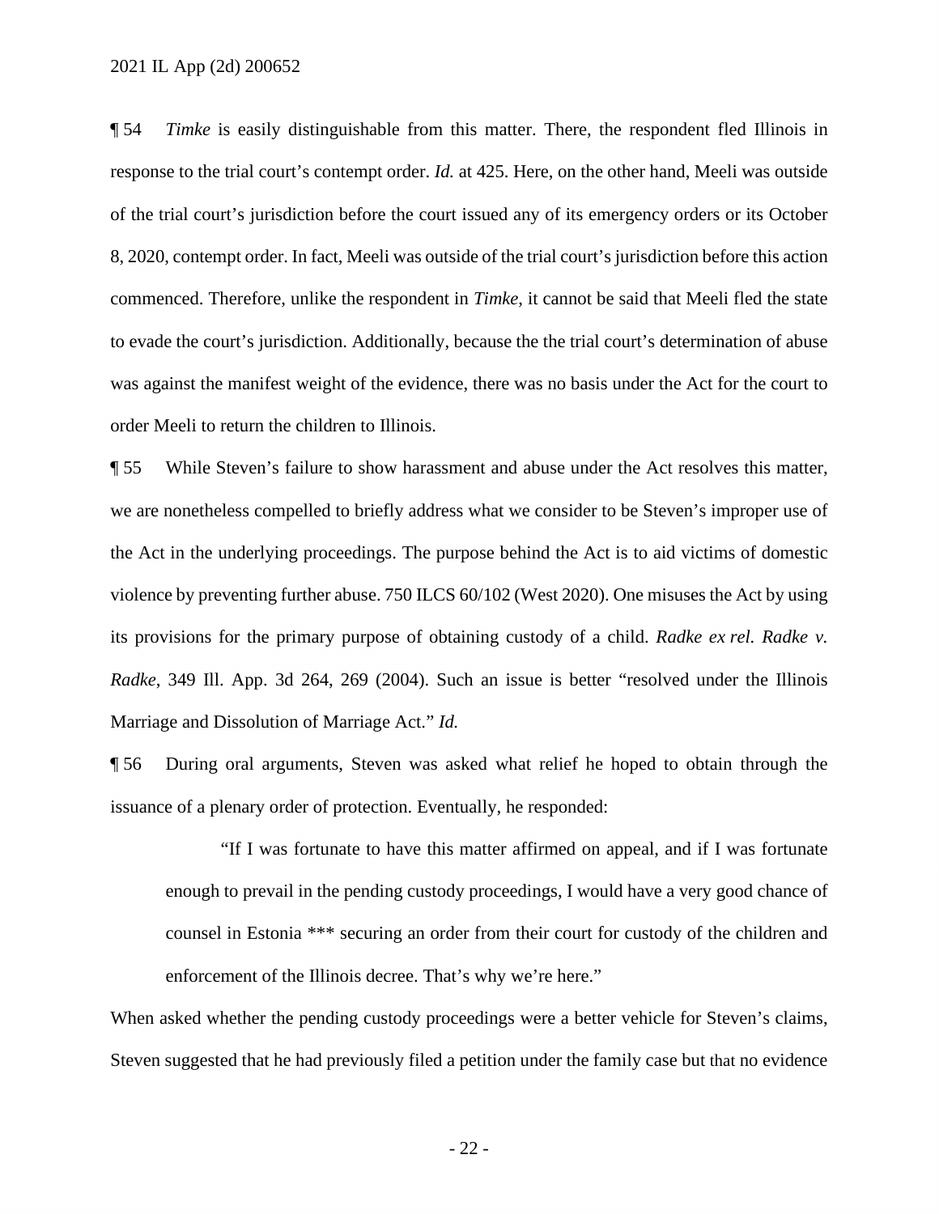¶ 54 *Timke* is easily distinguishable from this matter. There, the respondent fled Illinois in response to the trial court's contempt order. *Id.* at 425. Here, on the other hand, Meeli was outside of the trial court's jurisdiction before the court issued any of its emergency orders or its October 8, 2020, contempt order. In fact, Meeli was outside of the trial court's jurisdiction before this action commenced. Therefore, unlike the respondent in *Timke*, it cannot be said that Meeli fled the state to evade the court's jurisdiction. Additionally, because the the trial court's determination of abuse was against the manifest weight of the evidence, there was no basis under the Act for the court to order Meeli to return the children to Illinois.

¶ 55 While Steven's failure to show harassment and abuse under the Act resolves this matter, we are nonetheless compelled to briefly address what we consider to be Steven's improper use of the Act in the underlying proceedings. The purpose behind the Act is to aid victims of domestic violence by preventing further abuse. 750 ILCS 60/102 (West 2020). One misuses the Act by using its provisions for the primary purpose of obtaining custody of a child. *Radke ex rel. Radke v. Radke*, 349 Ill. App. 3d 264, 269 (2004). Such an issue is better "resolved under the Illinois Marriage and Dissolution of Marriage Act." *Id.*

¶ 56 During oral arguments, Steven was asked what relief he hoped to obtain through the issuance of a plenary order of protection. Eventually, he responded:

> "If I was fortunate to have this matter affirmed on appeal, and if I was fortunate enough to prevail in the pending custody proceedings, I would have a very good chance of counsel in Estonia *** securing an order from their court for custody of the children and enforcement of the Illinois decree. That's why we're here."

When asked whether the pending custody proceedings were a better vehicle for Steven's claims, Steven suggested that he had previously filed a petition under the family case but that no evidence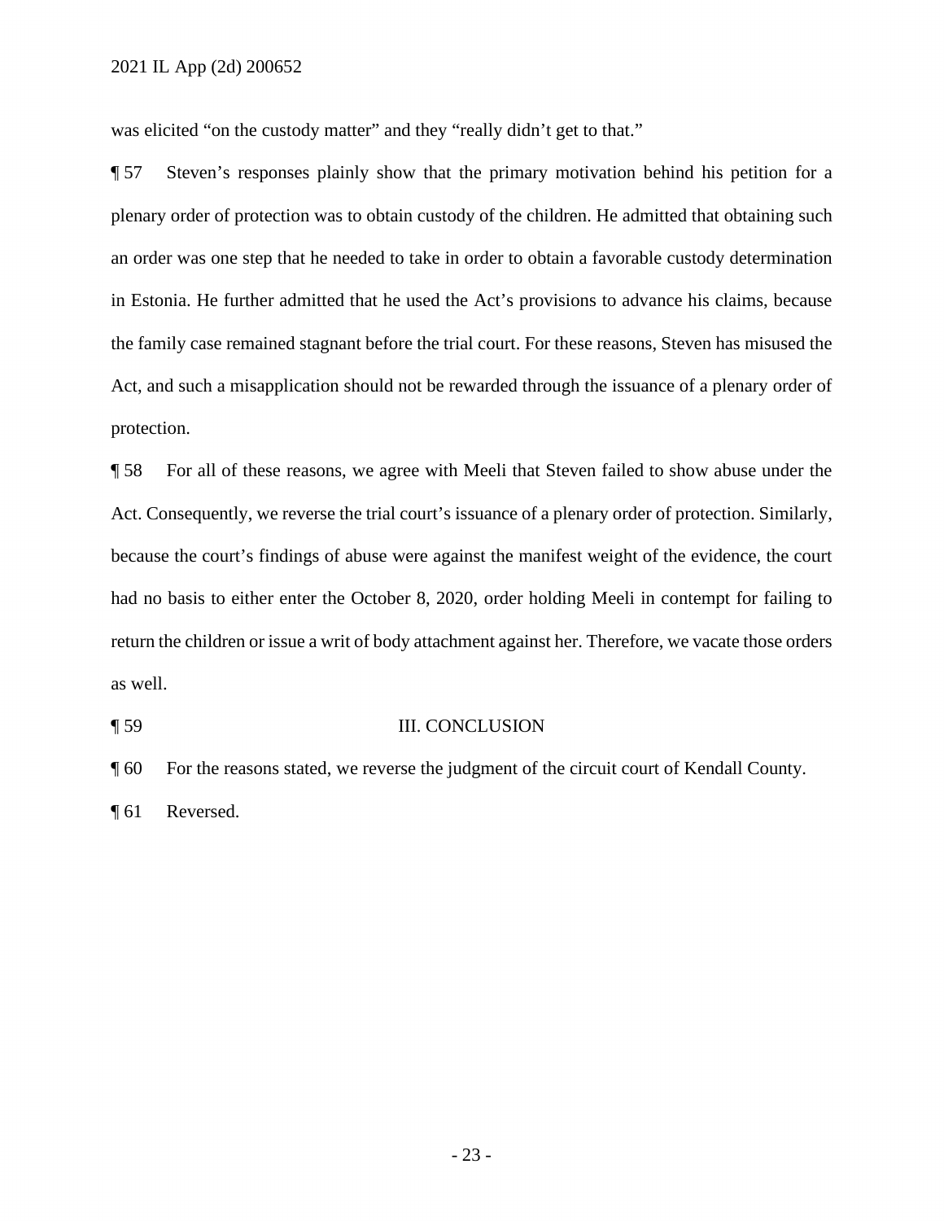was elicited "on the custody matter" and they "really didn't get to that."

¶ 57 Steven's responses plainly show that the primary motivation behind his petition for a plenary order of protection was to obtain custody of the children. He admitted that obtaining such an order was one step that he needed to take in order to obtain a favorable custody determination in Estonia. He further admitted that he used the Act's provisions to advance his claims, because the family case remained stagnant before the trial court. For these reasons, Steven has misused the Act, and such a misapplication should not be rewarded through the issuance of a plenary order of protection.

¶ 58 For all of these reasons, we agree with Meeli that Steven failed to show abuse under the Act. Consequently, we reverse the trial court's issuance of a plenary order of protection. Similarly, because the court's findings of abuse were against the manifest weight of the evidence, the court had no basis to either enter the October 8, 2020, order holding Meeli in contempt for failing to return the children or issue a writ of body attachment against her. Therefore, we vacate those orders as well.

## ¶ 59 III. CONCLUSION

¶ 60 For the reasons stated, we reverse the judgment of the circuit court of Kendall County.

¶ 61 Reversed.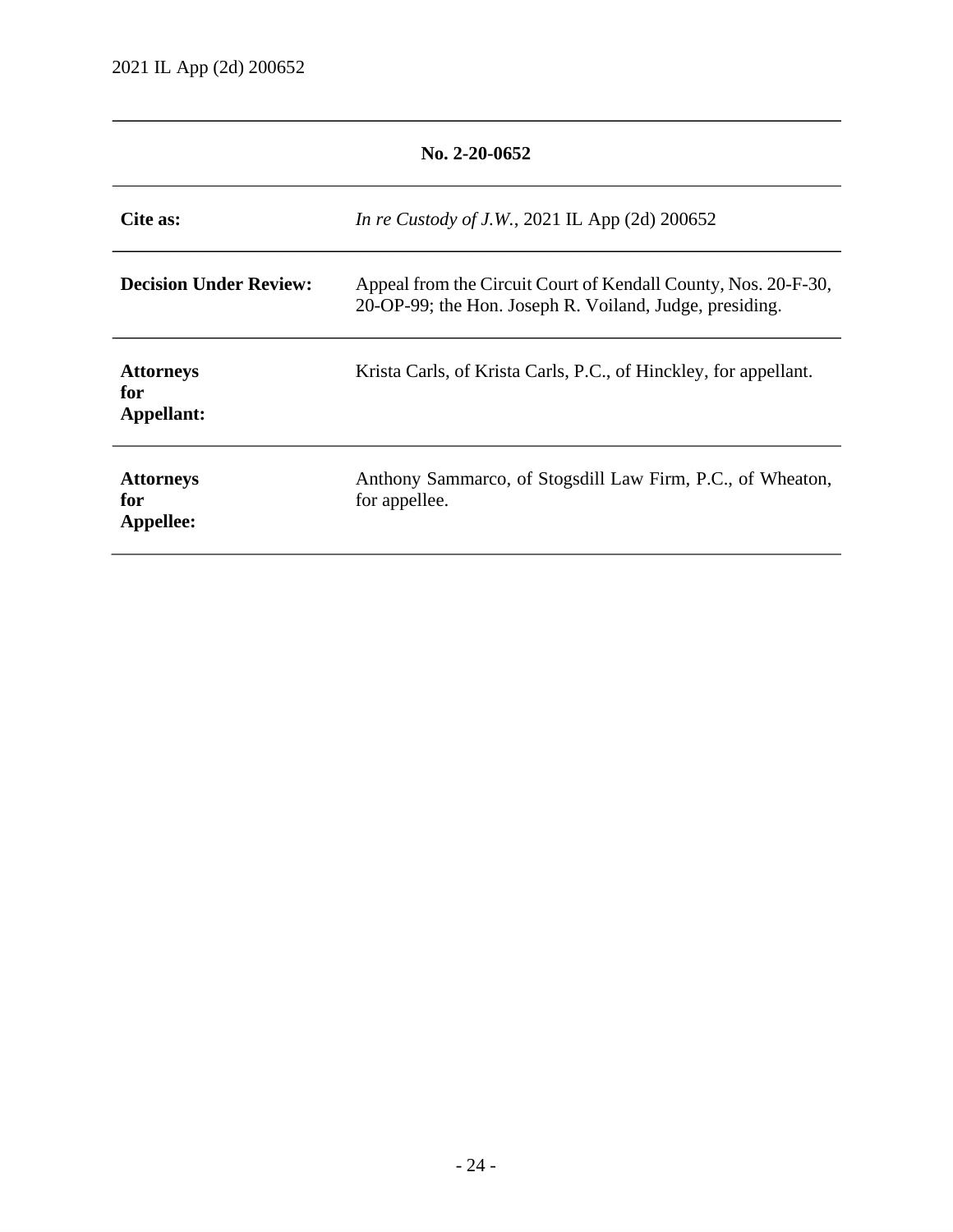**No. 2-20-0652**

| | |
|---|---|
| **Cite as:** | *In re Custody of J.W.*, 2021 IL App (2d) 200652 |
| **Decision Under Review:** | Appeal from the Circuit Court of Kendall County, Nos. 20-F-30, 20-OP-99; the Hon. Joseph R. Voiland, Judge, presiding. |
| **Attorneys for Appellant:** | Krista Carls, of Krista Carls, P.C., of Hinckley, for appellant. |
| **Attorneys for Appellee:** | Anthony Sammarco, of Stogsdill Law Firm, P.C., of Wheaton, for appellee. |